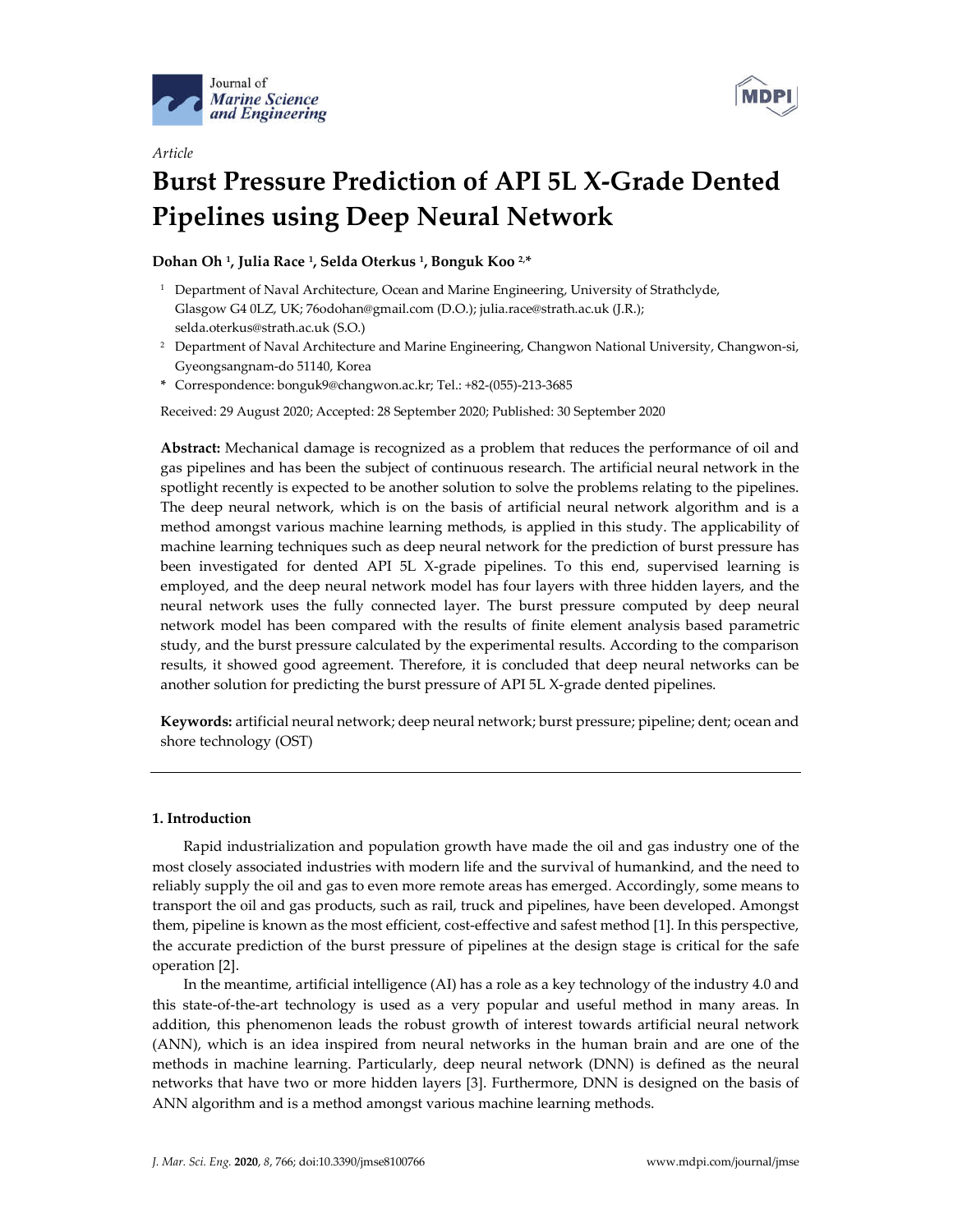Article

# Burst Pressure Prediction of API 5L X-Grade Dented Pipelines using Deep Neural Network

**Dohan Oh [1], Julia Race [1], Selda Oterkus [1], Bonguk Koo [2,*]**

[1] Department of Naval Architecture, Ocean and Marine Engineering, University of Strathclyde, Glasgow G4 0LZ, UK; 76odohan@gmail.com (D.O.); julia.race@strath.ac.uk (J.R.); selda.oterkus@strath.ac.uk (S.O.)

[2] Department of Naval Architecture and Marine Engineering, Changwon National University, Changwon-si, Gyeongsangnam-do 51140, Korea

\* Correspondence: bonguk9@changwon.ac.kr; Tel.: +82-(055)-213-3685

Received: 29 August 2020; Accepted: 28 September 2020; Published: 30 September 2020

**Abstract:** Mechanical damage is recognized as a problem that reduces the performance of oil and gas pipelines and has been the subject of continuous research. The artificial neural network in the spotlight recently is expected to be another solution to solve the problems relating to the pipelines. The deep neural network, which is on the basis of artificial neural network algorithm and is a method amongst various machine learning methods, is applied in this study. The applicability of machine learning techniques such as deep neural network for the prediction of burst pressure has been investigated for dented API 5L X-grade pipelines. To this end, supervised learning is employed, and the deep neural network model has four layers with three hidden layers, and the neural network uses the fully connected layer. The burst pressure computed by deep neural network model has been compared with the results of finite element analysis based parametric study, and the burst pressure calculated by the experimental results. According to the comparison results, it showed good agreement. Therefore, it is concluded that deep neural networks can be another solution for predicting the burst pressure of API 5L X-grade dented pipelines.

**Keywords:** artificial neural network; deep neural network; burst pressure; pipeline; dent; ocean and shore technology (OST)

## 1. Introduction

Rapid industrialization and population growth have made the oil and gas industry one of the most closely associated industries with modern life and the survival of humankind, and the need to reliably supply the oil and gas to even more remote areas has emerged. Accordingly, some means to transport the oil and gas products, such as rail, truck and pipelines, have been developed. Amongst them, pipeline is known as the most efficient, cost-effective and safest method [1]. In this perspective, the accurate prediction of the burst pressure of pipelines at the design stage is critical for the safe operation [2].

In the meantime, artificial intelligence (AI) has a role as a key technology of the industry 4.0 and this state-of-the-art technology is used as a very popular and useful method in many areas. In addition, this phenomenon leads the robust growth of interest towards artificial neural network (ANN), which is an idea inspired from neural networks in the human brain and are one of the methods in machine learning. Particularly, deep neural network (DNN) is defined as the neural networks that have two or more hidden layers [3]. Furthermore, DNN is designed on the basis of ANN algorithm and is a method amongst various machine learning methods.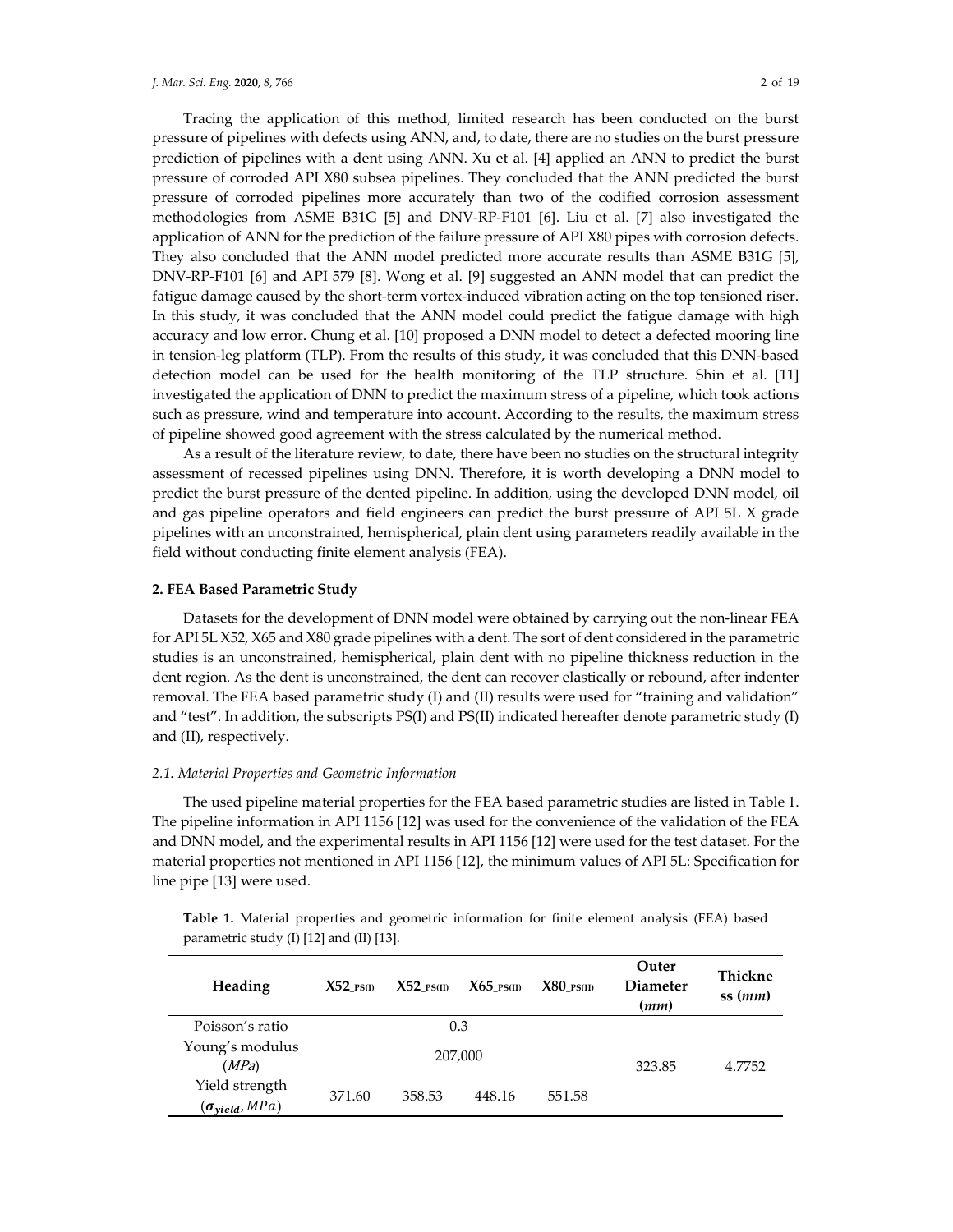Tracing the application of this method, limited research has been conducted on the burst pressure of pipelines with defects using ANN, and, to date, there are no studies on the burst pressure prediction of pipelines with a dent using ANN. Xu et al. [4] applied an ANN to predict the burst pressure of corroded API X80 subsea pipelines. They concluded that the ANN predicted the burst pressure of corroded pipelines more accurately than two of the codified corrosion assessment methodologies from ASME B31G [5] and DNV-RP-F101 [6]. Liu et al. [7] also investigated the application of ANN for the prediction of the failure pressure of API X80 pipes with corrosion defects. They also concluded that the ANN model predicted more accurate results than ASME B31G [5], DNV-RP-F101 [6] and API 579 [8]. Wong et al. [9] suggested an ANN model that can predict the fatigue damage caused by the short-term vortex-induced vibration acting on the top tensioned riser. In this study, it was concluded that the ANN model could predict the fatigue damage with high accuracy and low error. Chung et al. [10] proposed a DNN model to detect a defected mooring line in tension-leg platform (TLP). From the results of this study, it was concluded that this DNN-based detection model can be used for the health monitoring of the TLP structure. Shin et al. [11] investigated the application of DNN to predict the maximum stress of a pipeline, which took actions such as pressure, wind and temperature into account. According to the results, the maximum stress of pipeline showed good agreement with the stress calculated by the numerical method.

As a result of the literature review, to date, there have been no studies on the structural integrity assessment of recessed pipelines using DNN. Therefore, it is worth developing a DNN model to predict the burst pressure of the dented pipeline. In addition, using the developed DNN model, oil and gas pipeline operators and field engineers can predict the burst pressure of API 5L X grade pipelines with an unconstrained, hemispherical, plain dent using parameters readily available in the field without conducting finite element analysis (FEA).

## 2. FEA Based Parametric Study

Datasets for the development of DNN model were obtained by carrying out the non-linear FEA for API 5L X52, X65 and X80 grade pipelines with a dent. The sort of dent considered in the parametric studies is an unconstrained, hemispherical, plain dent with no pipeline thickness reduction in the dent region. As the dent is unconstrained, the dent can recover elastically or rebound, after indenter removal. The FEA based parametric study (I) and (II) results were used for "training and validation" and "test". In addition, the subscripts PS(I) and PS(II) indicated hereafter denote parametric study (I) and (II), respectively.

### *2.1. Material Properties and Geometric Information*

The used pipeline material properties for the FEA based parametric studies are listed in Table 1. The pipeline information in API 1156 [12] was used for the convenience of the validation of the FEA and DNN model, and the experimental results in API 1156 [12] were used for the test dataset. For the material properties not mentioned in API 1156 [12], the minimum values of API 5L: Specification for line pipe [13] were used.

**Table 1.** Material properties and geometric information for finite element analysis (FEA) based parametric study (I) [12] and (II) [13].

| Heading | $X52_{\_PS(I)}$ | $X52_{\_PS(II)}$ | $X65_{\_PS(II)}$ | $X80_{\_PS(II)}$ | Outer Diameter ($mm$) | Thickness ($mm$) |
|---|---|---|---|---|---|---|
| Poisson's ratio | 0.3 | | | | 323.85 | 4.7752 |
| Young's modulus ($MPa$) | 207,000 | | | | | |
| Yield strength ($\sigma_{yield}$, $MPa$) | 371.60 | 358.53 | 448.16 | 551.58 | | |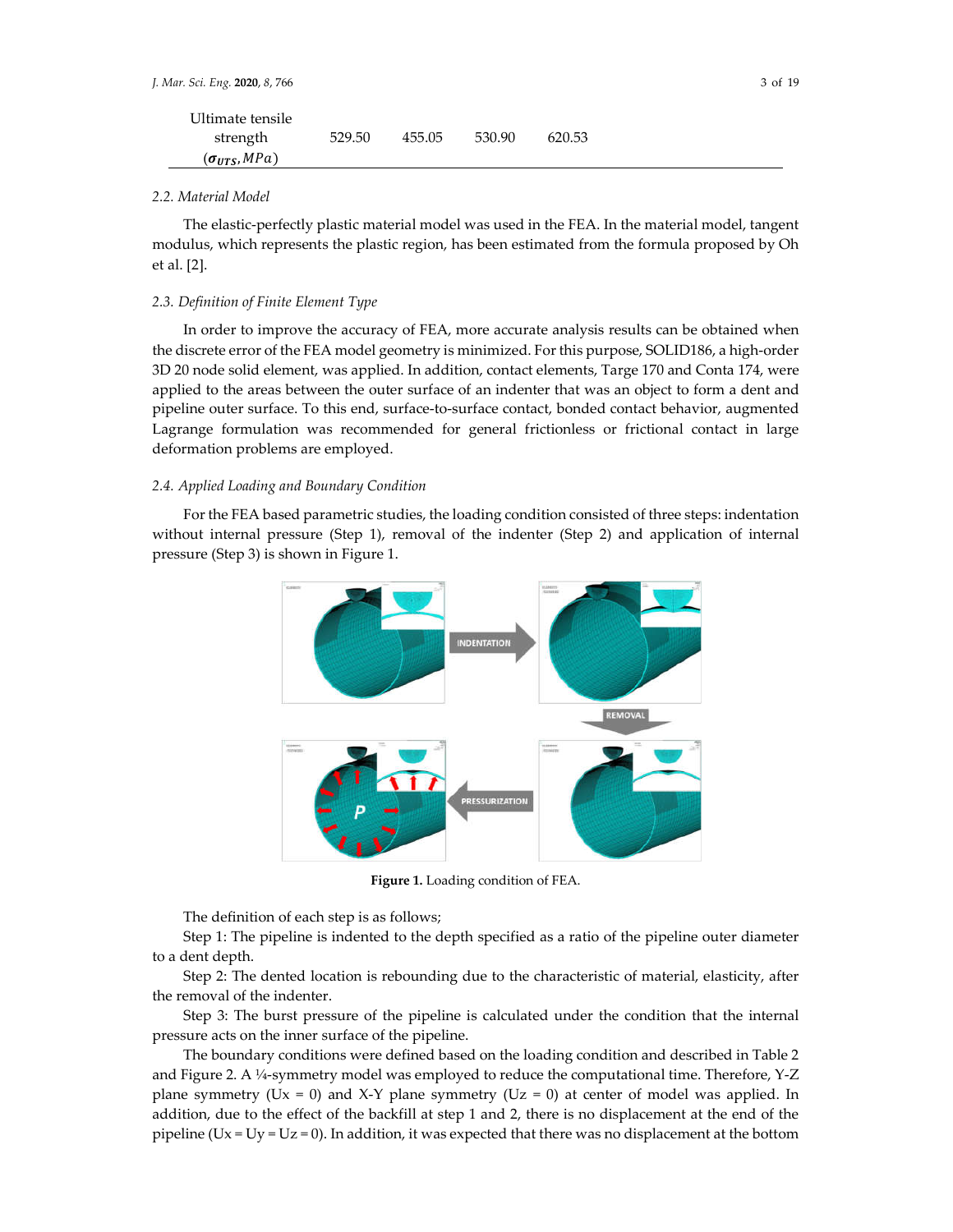| Ultimate tensile strength ($\sigma_{UTS}$, $MPa$) | 529.50 | 455.05 | 530.90 | 620.53 |
|---|---|---|---|---|

### 2.2. Material Model

The elastic-perfectly plastic material model was used in the FEA. In the material model, tangent modulus, which represents the plastic region, has been estimated from the formula proposed by Oh et al. [2].

### 2.3. Definition of Finite Element Type

In order to improve the accuracy of FEA, more accurate analysis results can be obtained when the discrete error of the FEA model geometry is minimized. For this purpose, SOLID186, a high-order 3D 20 node solid element, was applied. In addition, contact elements, Targe 170 and Conta 174, were applied to the areas between the outer surface of an indenter that was an object to form a dent and pipeline outer surface. To this end, surface-to-surface contact, bonded contact behavior, augmented Lagrange formulation was recommended for general frictionless or frictional contact in large deformation problems are employed.

### 2.4. Applied Loading and Boundary Condition

For the FEA based parametric studies, the loading condition consisted of three steps: indentation without internal pressure (Step 1), removal of the indenter (Step 2) and application of internal pressure (Step 3) is shown in Figure 1.

**Figure 1.** Loading condition of FEA.

The definition of each step is as follows;

Step 1: The pipeline is indented to the depth specified as a ratio of the pipeline outer diameter to a dent depth.

Step 2: The dented location is rebounding due to the characteristic of material, elasticity, after the removal of the indenter.

Step 3: The burst pressure of the pipeline is calculated under the condition that the internal pressure acts on the inner surface of the pipeline.

The boundary conditions were defined based on the loading condition and described in Table 2 and Figure 2. A ¼-symmetry model was employed to reduce the computational time. Therefore, Y-Z plane symmetry (Ux = 0) and X-Y plane symmetry (Uz = 0) at center of model was applied. In addition, due to the effect of the backfill at step 1 and 2, there is no displacement at the end of the pipeline (Ux = Uy = Uz = 0). In addition, it was expected that there was no displacement at the bottom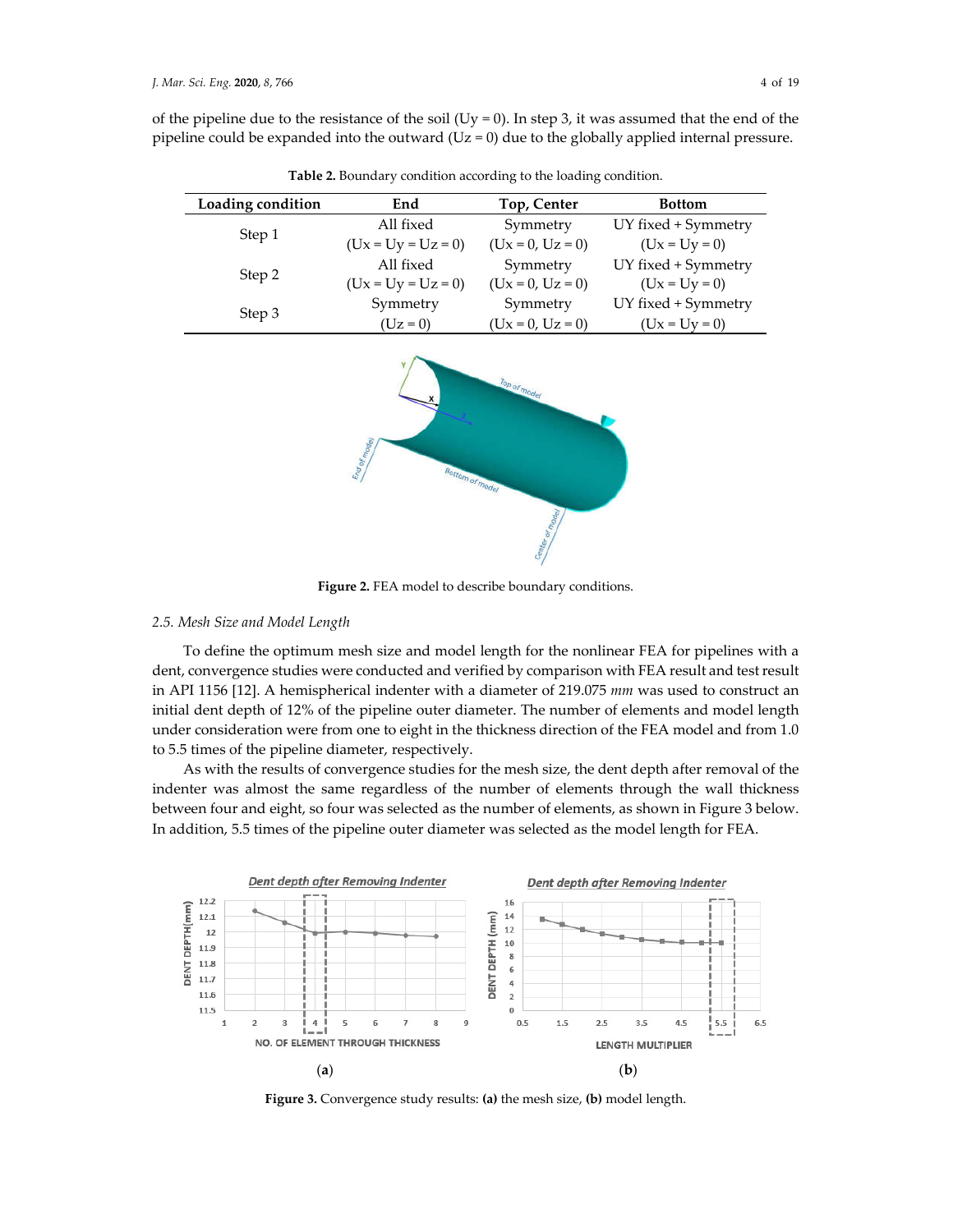of the pipeline due to the resistance of the soil (Uy = 0). In step 3, it was assumed that the end of the pipeline could be expanded into the outward (Uz = 0) due to the globally applied internal pressure.

**Table 2.** Boundary condition according to the loading condition.

| Loading condition | End | Top, Center | Bottom |
|---|---|---|---|
| Step 1 | All fixed (Ux = Uy = Uz = 0) | Symmetry (Ux = 0, Uz = 0) | UY fixed + Symmetry (Ux = Uy = 0) |
| Step 2 | All fixed (Ux = Uy = Uz = 0) | Symmetry (Ux = 0, Uz = 0) | UY fixed + Symmetry (Ux = Uy = 0) |
| Step 3 | Symmetry (Uz = 0) | Symmetry (Ux = 0, Uz = 0) | UY fixed + Symmetry (Ux = Uy = 0) |

**Figure 2.** FEA model to describe boundary conditions.

### 2.5. Mesh Size and Model Length

To define the optimum mesh size and model length for the nonlinear FEA for pipelines with a dent, convergence studies were conducted and verified by comparison with FEA result and test result in API 1156 [12]. A hemispherical indenter with a diameter of 219.075 *mm* was used to construct an initial dent depth of 12% of the pipeline outer diameter. The number of elements and model length under consideration were from one to eight in the thickness direction of the FEA model and from 1.0 to 5.5 times of the pipeline diameter, respectively.

As with the results of convergence studies for the mesh size, the dent depth after removal of the indenter was almost the same regardless of the number of elements through the wall thickness between four and eight, so four was selected as the number of elements, as shown in Figure 3 below. In addition, 5.5 times of the pipeline outer diameter was selected as the model length for FEA.

**Figure 3.** Convergence study results: **(a)** the mesh size, **(b)** model length.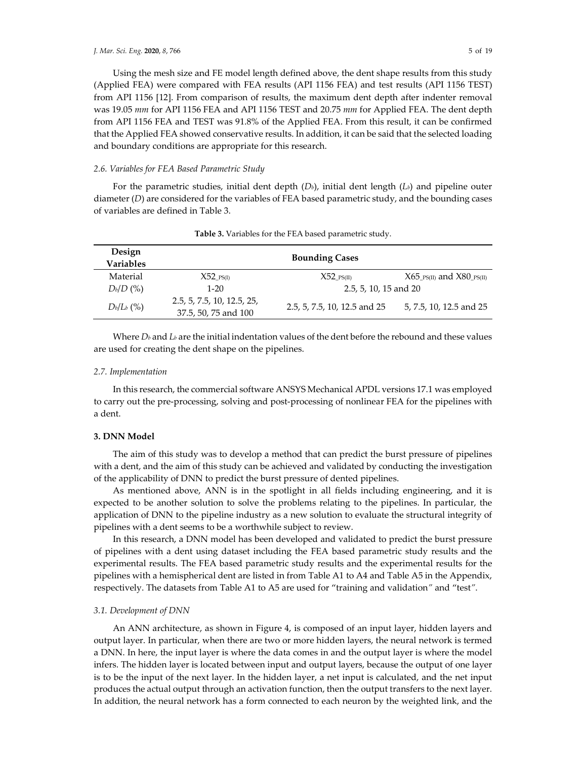Using the mesh size and FE model length defined above, the dent shape results from this study (Applied FEA) were compared with FEA results (API 1156 FEA) and test results (API 1156 TEST) from API 1156 [12]. From comparison of results, the maximum dent depth after indenter removal was 19.05 *mm* for API 1156 FEA and API 1156 TEST and 20.75 *mm* for Applied FEA. The dent depth from API 1156 FEA and TEST was 91.8% of the Applied FEA. From this result, it can be confirmed that the Applied FEA showed conservative results. In addition, it can be said that the selected loading and boundary conditions are appropriate for this research.

### *2.6. Variables for FEA Based Parametric Study*

For the parametric studies, initial dent depth ($D_b$), initial dent length ($L_b$) and pipeline outer diameter ($D$) are considered for the variables of FEA based parametric study, and the bounding cases of variables are defined in Table 3.

**Table 3.** Variables for the FEA based parametric study.

| Design Variables | Bounding Cases | | |
|---|---|---|---|
| Material | $X52_{\_PS(I)}$ | $X52_{\_PS(II)}$ | $X65_{\_PS(II)}$ and $X80_{\_PS(II)}$ |
| $D_b/D$ (%) | 1-20 | 2.5, 5, 10, 15 and 20 | |
| $D_b/L_b$ (%) | 2.5, 5, 7.5, 10, 12.5, 25, 37.5, 50, 75 and 100 | 2.5, 5, 7.5, 10, 12.5 and 25 | 5, 7.5, 10, 12.5 and 25 |

Where $D_b$ and $L_b$ are the initial indentation values of the dent before the rebound and these values are used for creating the dent shape on the pipelines.

### *2.7. Implementation*

In this research, the commercial software ANSYS Mechanical APDL versions 17.1 was employed to carry out the pre-processing, solving and post-processing of nonlinear FEA for the pipelines with a dent.

## **3. DNN Model**

The aim of this study was to develop a method that can predict the burst pressure of pipelines with a dent, and the aim of this study can be achieved and validated by conducting the investigation of the applicability of DNN to predict the burst pressure of dented pipelines.

As mentioned above, ANN is in the spotlight in all fields including engineering, and it is expected to be another solution to solve the problems relating to the pipelines. In particular, the application of DNN to the pipeline industry as a new solution to evaluate the structural integrity of pipelines with a dent seems to be a worthwhile subject to review.

In this research, a DNN model has been developed and validated to predict the burst pressure of pipelines with a dent using dataset including the FEA based parametric study results and the experimental results. The FEA based parametric study results and the experimental results for the pipelines with a hemispherical dent are listed in from Table A1 to A4 and Table A5 in the Appendix, respectively. The datasets from Table A1 to A5 are used for "training and validation" and "test".

### *3.1. Development of DNN*

An ANN architecture, as shown in Figure 4, is composed of an input layer, hidden layers and output layer. In particular, when there are two or more hidden layers, the neural network is termed a DNN. In here, the input layer is where the data comes in and the output layer is where the model infers. The hidden layer is located between input and output layers, because the output of one layer is to be the input of the next layer. In the hidden layer, a net input is calculated, and the net input produces the actual output through an activation function, then the output transfers to the next layer. In addition, the neural network has a form connected to each neuron by the weighted link, and the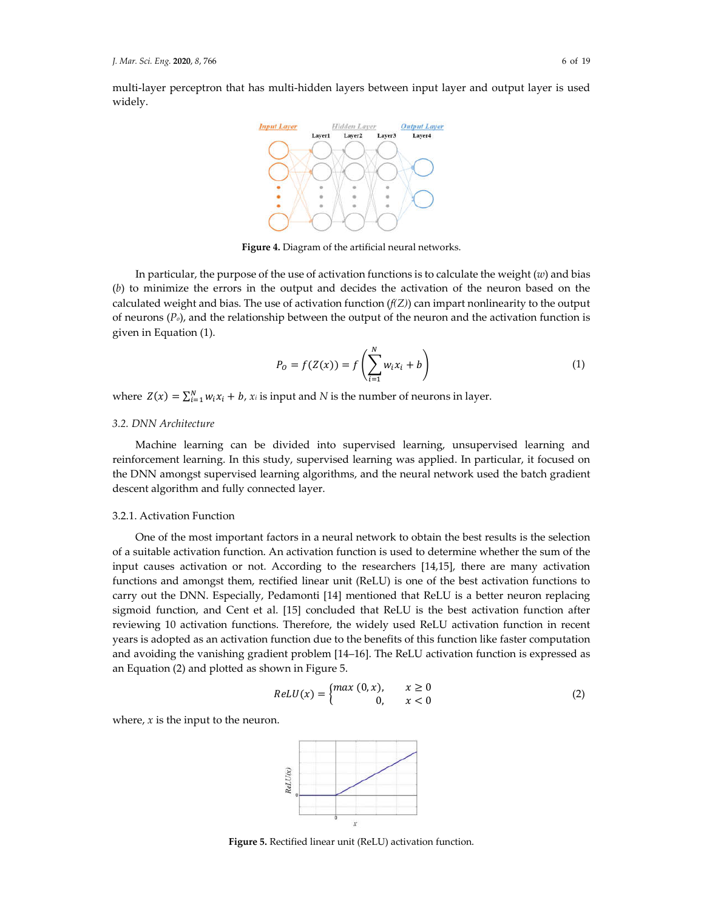multi-layer perceptron that has multi-hidden layers between input layer and output layer is used widely.

**Figure 4.** Diagram of the artificial neural networks.

In particular, the purpose of the use of activation functions is to calculate the weight ($w$) and bias ($b$) to minimize the errors in the output and decides the activation of the neuron based on the calculated weight and bias. The use of activation function ($f(Z)$) can impart nonlinearity to the output of neurons ($P_o$), and the relationship between the output of the neuron and the activation function is given in Equation (1).

$$P_O = f(Z(x)) = f\left(\sum_{i=1}^{N} w_i x_i + b\right) \tag{1}$$

where $Z(x) = \sum_{i=1}^{N} w_i x_i + b$, $x_i$ is input and $N$ is the number of neurons in layer.

### 3.2. DNN Architecture

Machine learning can be divided into supervised learning, unsupervised learning and reinforcement learning. In this study, supervised learning was applied. In particular, it focused on the DNN amongst supervised learning algorithms, and the neural network used the batch gradient descent algorithm and fully connected layer.

#### 3.2.1. Activation Function

One of the most important factors in a neural network to obtain the best results is the selection of a suitable activation function. An activation function is used to determine whether the sum of the input causes activation or not. According to the researchers [14,15], there are many activation functions and amongst them, rectified linear unit (ReLU) is one of the best activation functions to carry out the DNN. Especially, Pedamonti [14] mentioned that ReLU is a better neuron replacing sigmoid function, and Cent et al. [15] concluded that ReLU is the best activation function after reviewing 10 activation functions. Therefore, the widely used ReLU activation function in recent years is adopted as an activation function due to the benefits of this function like faster computation and avoiding the vanishing gradient problem [14–16]. The ReLU activation function is expressed as an Equation (2) and plotted as shown in Figure 5.

$$ReLU(x) = \begin{cases} max\,(0, x), & x \geq 0 \\ 0, & x < 0 \end{cases} \tag{2}$$

where, $x$ is the input to the neuron.

**Figure 5.** Rectified linear unit (ReLU) activation function.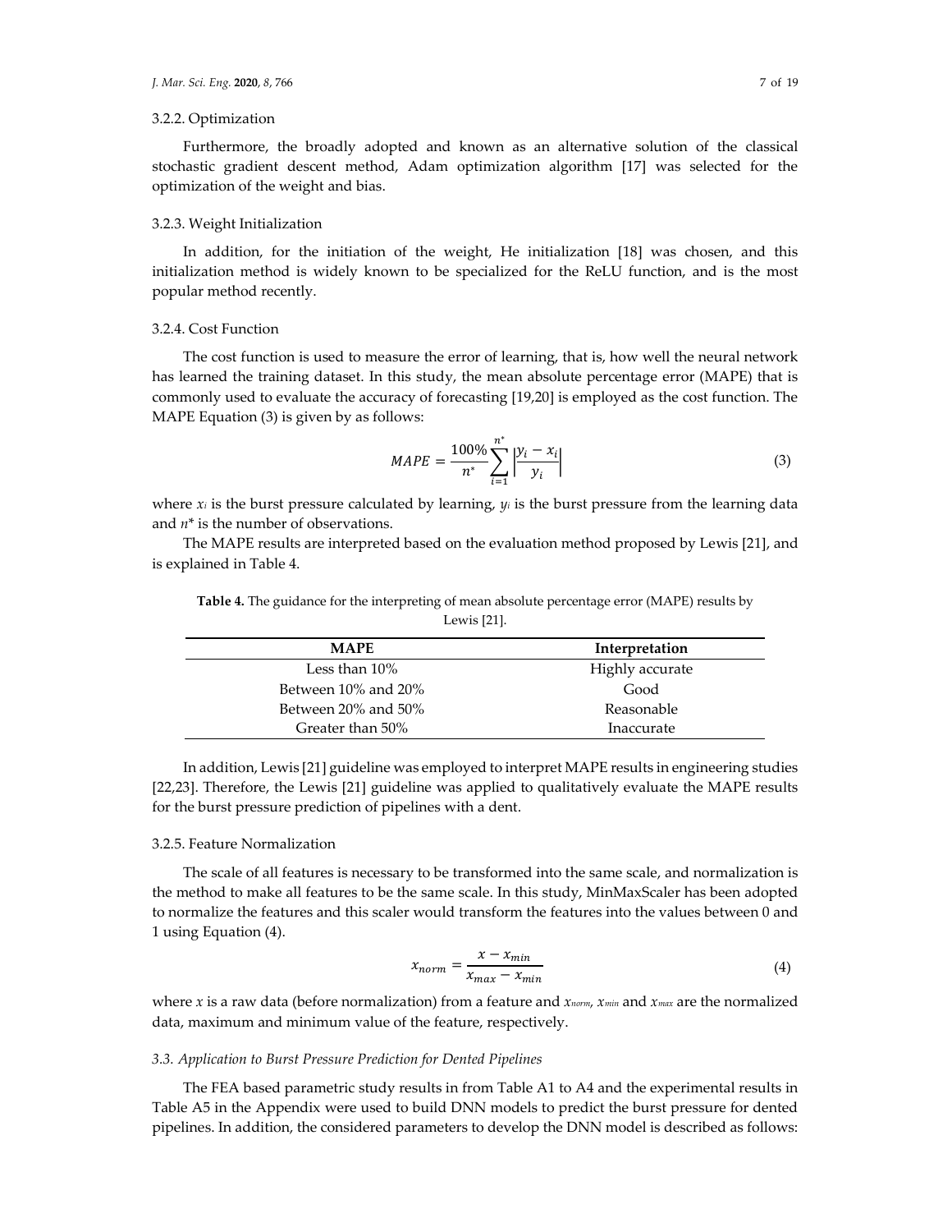#### 3.2.2. Optimization

Furthermore, the broadly adopted and known as an alternative solution of the classical stochastic gradient descent method, Adam optimization algorithm [17] was selected for the optimization of the weight and bias.

#### 3.2.3. Weight Initialization

In addition, for the initiation of the weight, He initialization [18] was chosen, and this initialization method is widely known to be specialized for the ReLU function, and is the most popular method recently.

#### 3.2.4. Cost Function

The cost function is used to measure the error of learning, that is, how well the neural network has learned the training dataset. In this study, the mean absolute percentage error (MAPE) that is commonly used to evaluate the accuracy of forecasting [19,20] is employed as the cost function. The MAPE Equation (3) is given by as follows:

$$MAPE = \frac{100\%}{n^*}\sum_{i=1}^{n^*}\left|\frac{y_i - x_i}{y_i}\right| \tag{3}$$

where $x_i$ is the burst pressure calculated by learning, $y_i$ is the burst pressure from the learning data and $n^*$ is the number of observations.

The MAPE results are interpreted based on the evaluation method proposed by Lewis [21], and is explained in Table 4.

**Table 4.** The guidance for the interpreting of mean absolute percentage error (MAPE) results by Lewis [21].

| MAPE | Interpretation |
|---|---|
| Less than 10% | Highly accurate |
| Between 10% and 20% | Good |
| Between 20% and 50% | Reasonable |
| Greater than 50% | Inaccurate |

In addition, Lewis [21] guideline was employed to interpret MAPE results in engineering studies [22,23]. Therefore, the Lewis [21] guideline was applied to qualitatively evaluate the MAPE results for the burst pressure prediction of pipelines with a dent.

#### 3.2.5. Feature Normalization

The scale of all features is necessary to be transformed into the same scale, and normalization is the method to make all features to be the same scale. In this study, MinMaxScaler has been adopted to normalize the features and this scaler would transform the features into the values between 0 and 1 using Equation (4).

$$x_{norm} = \frac{x - x_{min}}{x_{max} - x_{min}} \tag{4}$$

where $x$ is a raw data (before normalization) from a feature and $x_{norm}$, $x_{min}$ and $x_{max}$ are the normalized data, maximum and minimum value of the feature, respectively.

### *3.3. Application to Burst Pressure Prediction for Dented Pipelines*

The FEA based parametric study results in from Table A1 to A4 and the experimental results in Table A5 in the Appendix were used to build DNN models to predict the burst pressure for dented pipelines. In addition, the considered parameters to develop the DNN model is described as follows: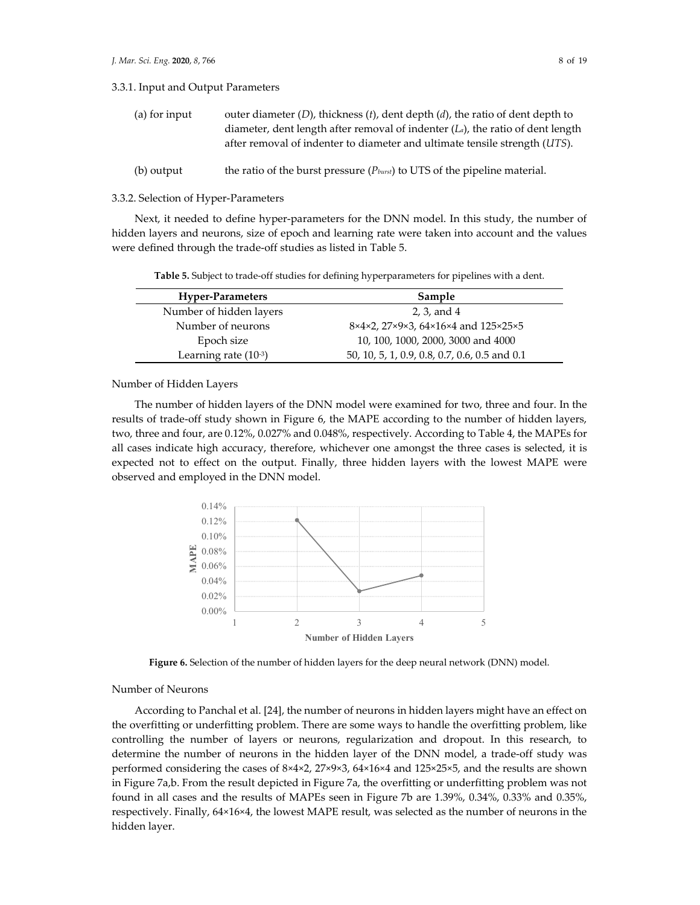### 3.3.1. Input and Output Parameters

(a) for input — outer diameter ($D$), thickness ($t$), dent depth ($d$), the ratio of dent depth to diameter, dent length after removal of indenter ($L_a$), the ratio of dent length after removal of indenter to diameter and ultimate tensile strength ($UTS$).

(b) output — the ratio of the burst pressure ($P_{burst}$) to UTS of the pipeline material.

### 3.3.2. Selection of Hyper-Parameters

Next, it needed to define hyper-parameters for the DNN model. In this study, the number of hidden layers and neurons, size of epoch and learning rate were taken into account and the values were defined through the trade-off studies as listed in Table 5.

**Table 5.** Subject to trade-off studies for defining hyperparameters for pipelines with a dent.

| Hyper-Parameters | Sample |
| --- | --- |
| Number of hidden layers | 2, 3, and 4 |
| Number of neurons | 8×4×2, 27×9×3, 64×16×4 and 125×25×5 |
| Epoch size | 10, 100, 1000, 2000, 3000 and 4000 |
| Learning rate ($10^{-3}$) | 50, 10, 5, 1, 0.9, 0.8, 0.7, 0.6, 0.5 and 0.1 |

#### Number of Hidden Layers

The number of hidden layers of the DNN model were examined for two, three and four. In the results of trade-off study shown in Figure 6, the MAPE according to the number of hidden layers, two, three and four, are 0.12%, 0.027% and 0.048%, respectively. According to Table 4, the MAPEs for all cases indicate high accuracy, therefore, whichever one amongst the three cases is selected, it is expected not to effect on the output. Finally, three hidden layers with the lowest MAPE were observed and employed in the DNN model.

**Figure 6.** Selection of the number of hidden layers for the deep neural network (DNN) model.

#### Number of Neurons

According to Panchal et al. [24], the number of neurons in hidden layers might have an effect on the overfitting or underfitting problem. There are some ways to handle the overfitting problem, like controlling the number of layers or neurons, regularization and dropout. In this research, to determine the number of neurons in the hidden layer of the DNN model, a trade-off study was performed considering the cases of 8×4×2, 27×9×3, 64×16×4 and 125×25×5, and the results are shown in Figure 7a,b. From the result depicted in Figure 7a, the overfitting or underfitting problem was not found in all cases and the results of MAPEs seen in Figure 7b are 1.39%, 0.34%, 0.33% and 0.35%, respectively. Finally, 64×16×4, the lowest MAPE result, was selected as the number of neurons in the hidden layer.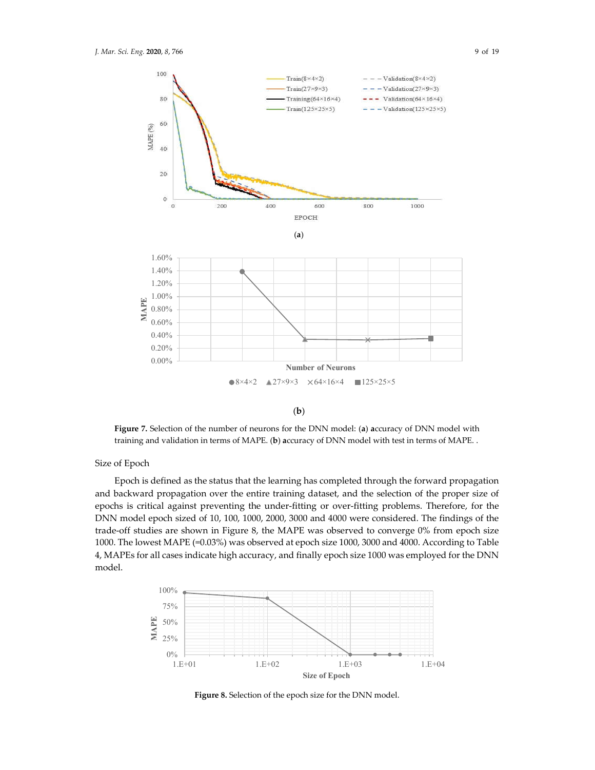**Figure 7.** Selection of the number of neurons for the DNN model: (**a**) **a**ccuracy of DNN model with training and validation in terms of MAPE. (**b**) **a**ccuracy of DNN model with test in terms of MAPE. .

Size of Epoch

Epoch is defined as the status that the learning has completed through the forward propagation and backward propagation over the entire training dataset, and the selection of the proper size of epochs is critical against preventing the under-fitting or over-fitting problems. Therefore, for the DNN model epoch sized of 10, 100, 1000, 2000, 3000 and 4000 were considered. The findings of the trade-off studies are shown in Figure 8, the MAPE was observed to converge 0% from epoch size 1000. The lowest MAPE (=0.03%) was observed at epoch size 1000, 3000 and 4000. According to Table 4, MAPEs for all cases indicate high accuracy, and finally epoch size 1000 was employed for the DNN model.

**Figure 8.** Selection of the epoch size for the DNN model.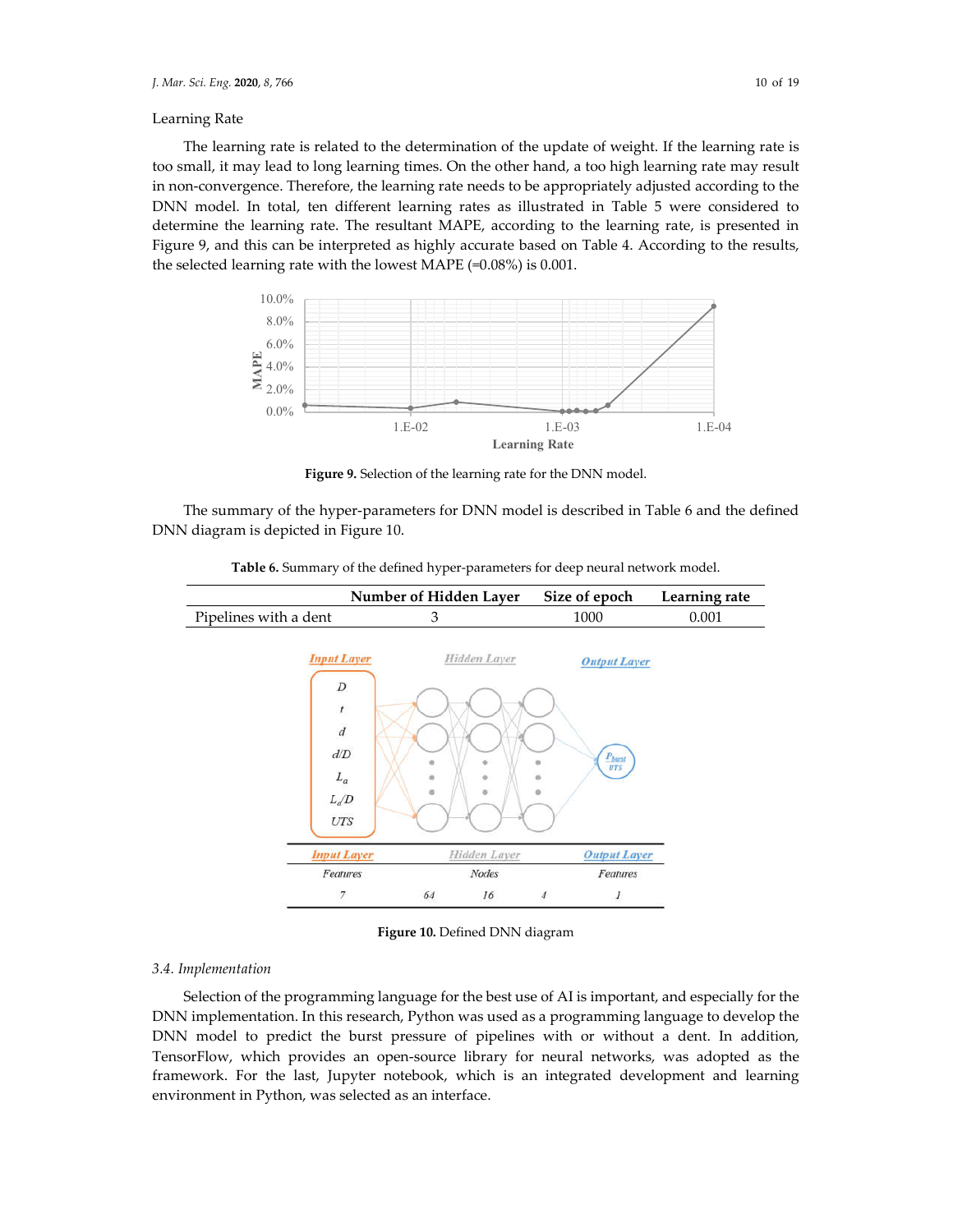Learning Rate

The learning rate is related to the determination of the update of weight. If the learning rate is too small, it may lead to long learning times. On the other hand, a too high learning rate may result in non-convergence. Therefore, the learning rate needs to be appropriately adjusted according to the DNN model. In total, ten different learning rates as illustrated in Table 5 were considered to determine the learning rate. The resultant MAPE, according to the learning rate, is presented in Figure 9, and this can be interpreted as highly accurate based on Table 4. According to the results, the selected learning rate with the lowest MAPE (=0.08%) is 0.001.

**Figure 9.** Selection of the learning rate for the DNN model.

The summary of the hyper-parameters for DNN model is described in Table 6 and the defined DNN diagram is depicted in Figure 10.

**Table 6.** Summary of the defined hyper-parameters for deep neural network model.

| | Number of Hidden Layer | Size of epoch | Learning rate |
|---|---|---|---|
| Pipelines with a dent | 3 | 1000 | 0.001 |

**Figure 10.** Defined DNN diagram

### 3.4. Implementation

Selection of the programming language for the best use of AI is important, and especially for the DNN implementation. In this research, Python was used as a programming language to develop the DNN model to predict the burst pressure of pipelines with or without a dent. In addition, TensorFlow, which provides an open-source library for neural networks, was adopted as the framework. For the last, Jupyter notebook, which is an integrated development and learning environment in Python, was selected as an interface.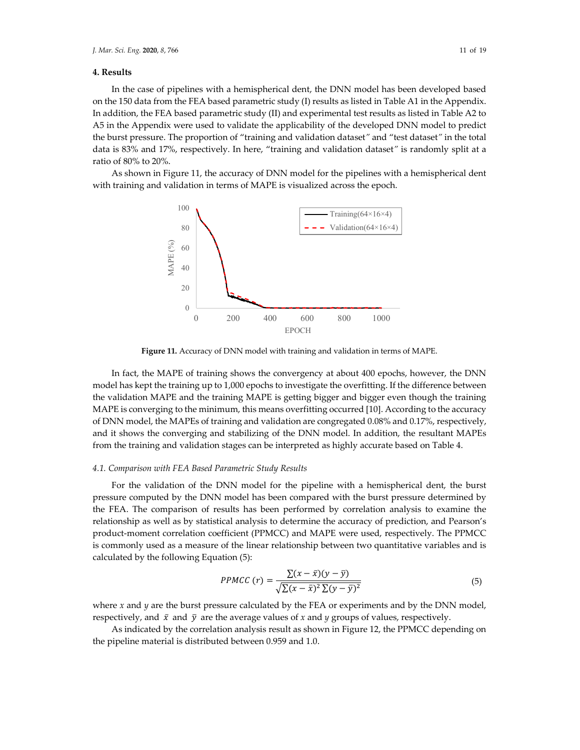## 4. Results

In the case of pipelines with a hemispherical dent, the DNN model has been developed based on the 150 data from the FEA based parametric study (I) results as listed in Table A1 in the Appendix. In addition, the FEA based parametric study (II) and experimental test results as listed in Table A2 to A5 in the Appendix were used to validate the applicability of the developed DNN model to predict the burst pressure. The proportion of "training and validation dataset" and "test dataset" in the total data is 83% and 17%, respectively. In here, "training and validation dataset" is randomly split at a ratio of 80% to 20%.

As shown in Figure 11, the accuracy of DNN model for the pipelines with a hemispherical dent with training and validation in terms of MAPE is visualized across the epoch.

**Figure 11.** Accuracy of DNN model with training and validation in terms of MAPE.

In fact, the MAPE of training shows the convergency at about 400 epochs, however, the DNN model has kept the training up to 1,000 epochs to investigate the overfitting. If the difference between the validation MAPE and the training MAPE is getting bigger and bigger even though the training MAPE is converging to the minimum, this means overfitting occurred [10]. According to the accuracy of DNN model, the MAPEs of training and validation are congregated 0.08% and 0.17%, respectively, and it shows the converging and stabilizing of the DNN model. In addition, the resultant MAPEs from the training and validation stages can be interpreted as highly accurate based on Table 4.

### *4.1. Comparison with FEA Based Parametric Study Results*

For the validation of the DNN model for the pipeline with a hemispherical dent, the burst pressure computed by the DNN model has been compared with the burst pressure determined by the FEA. The comparison of results has been performed by correlation analysis to examine the relationship as well as by statistical analysis to determine the accuracy of prediction, and Pearson's product-moment correlation coefficient (PPMCC) and MAPE were used, respectively. The PPMCC is commonly used as a measure of the linear relationship between two quantitative variables and is calculated by the following Equation (5):

$$PPMCC\ (r) = \frac{\sum(x-\bar{x})(y-\bar{y})}{\sqrt{\sum(x-\bar{x})^2 \sum(y-\bar{y})^2}} \tag{5}$$

where $x$ and $y$ are the burst pressure calculated by the FEA or experiments and by the DNN model, respectively, and $\bar{x}$ and $\bar{y}$ are the average values of $x$ and $y$ groups of values, respectively.

As indicated by the correlation analysis result as shown in Figure 12, the PPMCC depending on the pipeline material is distributed between 0.959 and 1.0.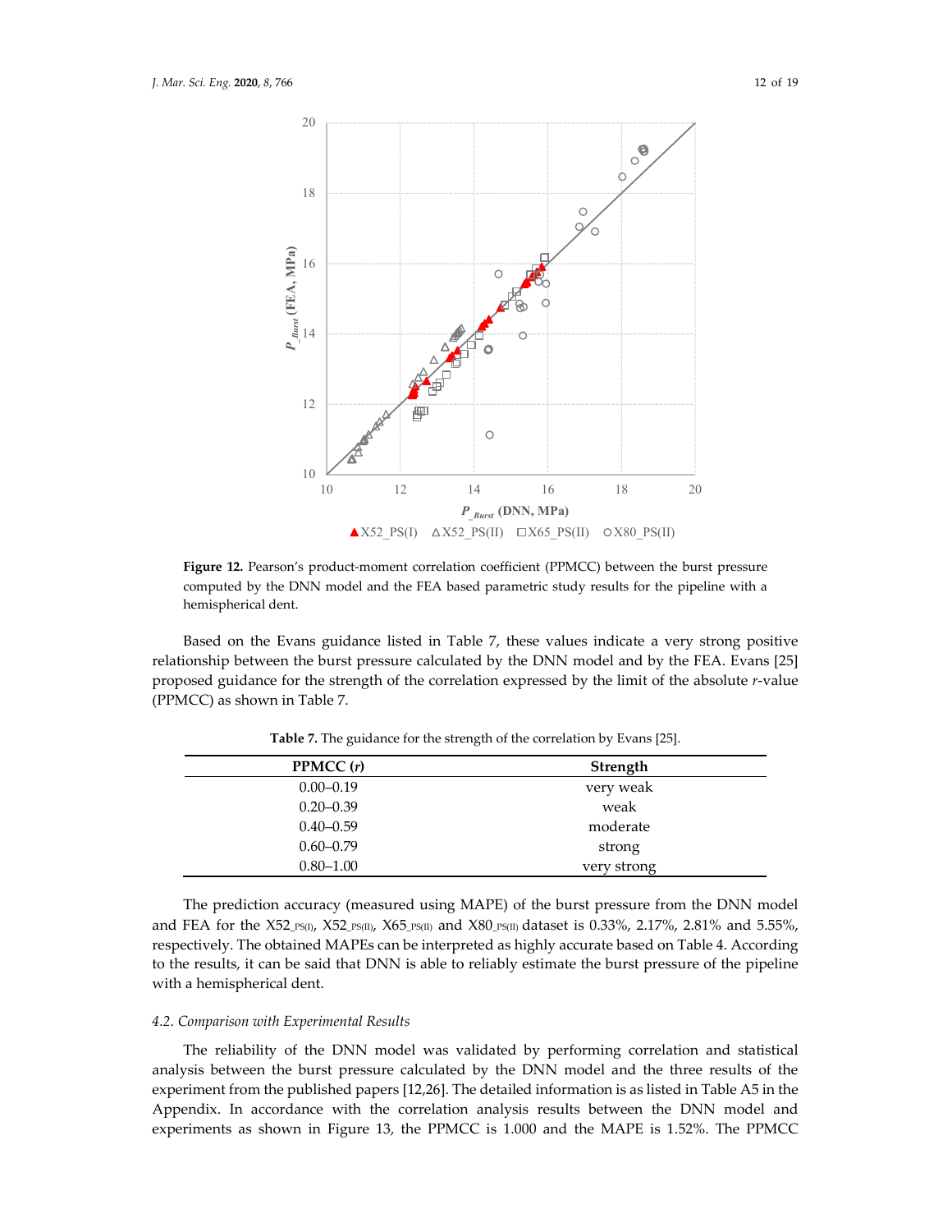**Figure 12.** Pearson's product-moment correlation coefficient (PPMCC) between the burst pressure computed by the DNN model and the FEA based parametric study results for the pipeline with a hemispherical dent.

Based on the Evans guidance listed in Table 7, these values indicate a very strong positive relationship between the burst pressure calculated by the DNN model and by the FEA. Evans [25] proposed guidance for the strength of the correlation expressed by the limit of the absolute *r*-value (PPMCC) as shown in Table 7.

**Table 7.** The guidance for the strength of the correlation by Evans [25].

| PPMCC (*r*) | Strength |
| --- | --- |
| 0.00–0.19 | very weak |
| 0.20–0.39 | weak |
| 0.40–0.59 | moderate |
| 0.60–0.79 | strong |
| 0.80–1.00 | very strong |

The prediction accuracy (measured using MAPE) of the burst pressure from the DNN model and FEA for the $X52_{PS(I)}$, $X52_{PS(II)}$, $X65_{PS(II)}$ and $X80_{PS(II)}$ dataset is 0.33%, 2.17%, 2.81% and 5.55%, respectively. The obtained MAPEs can be interpreted as highly accurate based on Table 4. According to the results, it can be said that DNN is able to reliably estimate the burst pressure of the pipeline with a hemispherical dent.

### 4.2. Comparison with Experimental Results

The reliability of the DNN model was validated by performing correlation and statistical analysis between the burst pressure calculated by the DNN model and the three results of the experiment from the published papers [12,26]. The detailed information is as listed in Table A5 in the Appendix. In accordance with the correlation analysis results between the DNN model and experiments as shown in Figure 13, the PPMCC is 1.000 and the MAPE is 1.52%. The PPMCC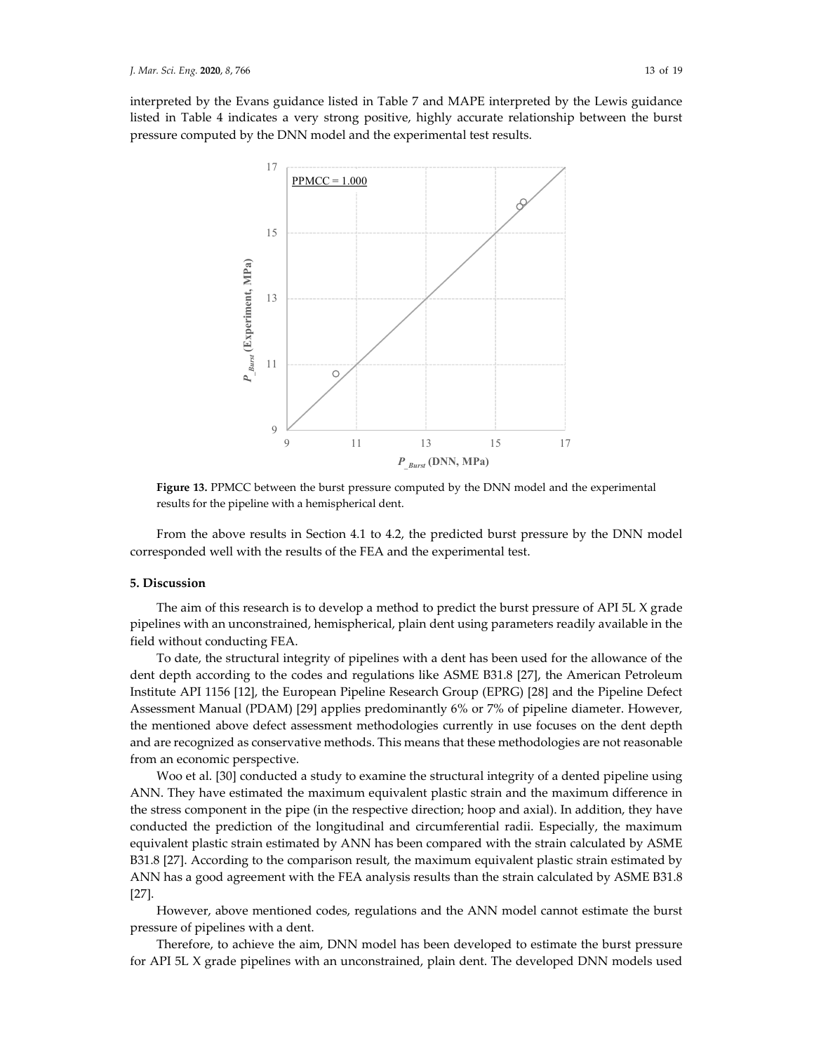interpreted by the Evans guidance listed in Table 7 and MAPE interpreted by the Lewis guidance listed in Table 4 indicates a very strong positive, highly accurate relationship between the burst pressure computed by the DNN model and the experimental test results.

**Figure 13.** PPMCC between the burst pressure computed by the DNN model and the experimental results for the pipeline with a hemispherical dent.

From the above results in Section 4.1 to 4.2, the predicted burst pressure by the DNN model corresponded well with the results of the FEA and the experimental test.

## 5. Discussion

The aim of this research is to develop a method to predict the burst pressure of API 5L X grade pipelines with an unconstrained, hemispherical, plain dent using parameters readily available in the field without conducting FEA.

To date, the structural integrity of pipelines with a dent has been used for the allowance of the dent depth according to the codes and regulations like ASME B31.8 [27], the American Petroleum Institute API 1156 [12], the European Pipeline Research Group (EPRG) [28] and the Pipeline Defect Assessment Manual (PDAM) [29] applies predominantly 6% or 7% of pipeline diameter. However, the mentioned above defect assessment methodologies currently in use focuses on the dent depth and are recognized as conservative methods. This means that these methodologies are not reasonable from an economic perspective.

Woo et al. [30] conducted a study to examine the structural integrity of a dented pipeline using ANN. They have estimated the maximum equivalent plastic strain and the maximum difference in the stress component in the pipe (in the respective direction; hoop and axial). In addition, they have conducted the prediction of the longitudinal and circumferential radii. Especially, the maximum equivalent plastic strain estimated by ANN has been compared with the strain calculated by ASME B31.8 [27]. According to the comparison result, the maximum equivalent plastic strain estimated by ANN has a good agreement with the FEA analysis results than the strain calculated by ASME B31.8 [27].

However, above mentioned codes, regulations and the ANN model cannot estimate the burst pressure of pipelines with a dent.

Therefore, to achieve the aim, DNN model has been developed to estimate the burst pressure for API 5L X grade pipelines with an unconstrained, plain dent. The developed DNN models used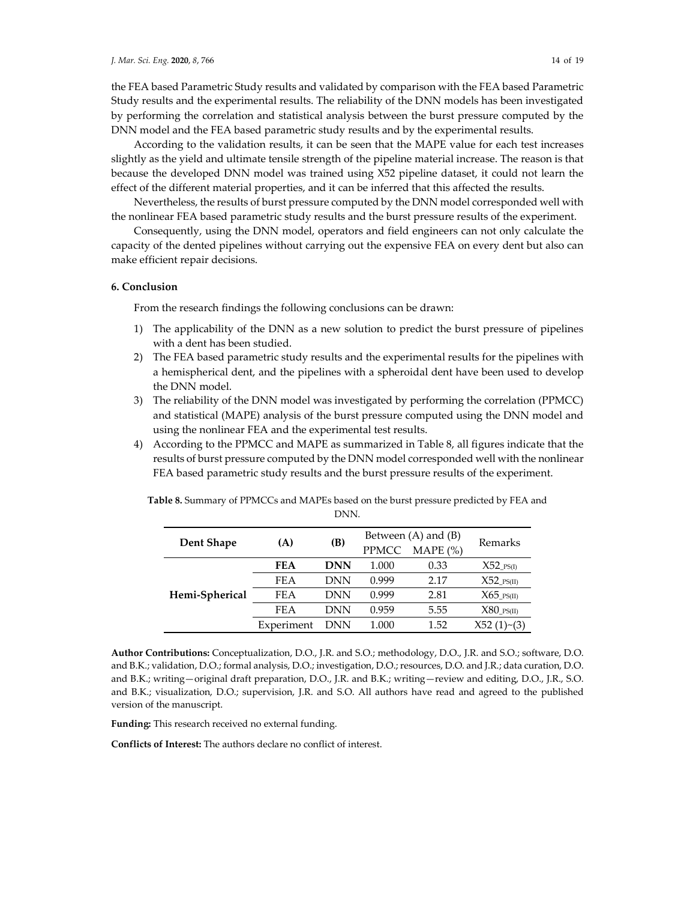the FEA based Parametric Study results and validated by comparison with the FEA based Parametric Study results and the experimental results. The reliability of the DNN models has been investigated by performing the correlation and statistical analysis between the burst pressure computed by the DNN model and the FEA based parametric study results and by the experimental results.

According to the validation results, it can be seen that the MAPE value for each test increases slightly as the yield and ultimate tensile strength of the pipeline material increase. The reason is that because the developed DNN model was trained using X52 pipeline dataset, it could not learn the effect of the different material properties, and it can be inferred that this affected the results.

Nevertheless, the results of burst pressure computed by the DNN model corresponded well with the nonlinear FEA based parametric study results and the burst pressure results of the experiment.

Consequently, using the DNN model, operators and field engineers can not only calculate the capacity of the dented pipelines without carrying out the expensive FEA on every dent but also can make efficient repair decisions.

## 6. Conclusion

From the research findings the following conclusions can be drawn:

1) The applicability of the DNN as a new solution to predict the burst pressure of pipelines with a dent has been studied.
2) The FEA based parametric study results and the experimental results for the pipelines with a hemispherical dent, and the pipelines with a spheroidal dent have been used to develop the DNN model.
3) The reliability of the DNN model was investigated by performing the correlation (PPMCC) and statistical (MAPE) analysis of the burst pressure computed using the DNN model and using the nonlinear FEA and the experimental test results.
4) According to the PPMCC and MAPE as summarized in Table 8, all figures indicate that the results of burst pressure computed by the DNN model corresponded well with the nonlinear FEA based parametric study results and the burst pressure results of the experiment.

**Table 8.** Summary of PPMCCs and MAPEs based on the burst pressure predicted by FEA and DNN.

| Dent Shape | (A) | (B) | Between (A) and (B) | | Remarks |
|---|---|---|---|---|---|
| | | | PPMCC | MAPE (%) | |
| Hemi-Spherical | **FEA** | **DNN** | 1.000 | 0.33 | $X52_{\_PS(I)}$ |
| | FEA | DNN | 0.999 | 2.17 | $X52_{\_PS(II)}$ |
| | FEA | DNN | 0.999 | 2.81 | $X65_{\_PS(II)}$ |
| | FEA | DNN | 0.959 | 5.55 | $X80_{\_PS(II)}$ |
| | Experiment | DNN | 1.000 | 1.52 | X52 (1)~(3) |

**Author Contributions:** Conceptualization, D.O., J.R. and S.O.; methodology, D.O., J.R. and S.O.; software, D.O. and B.K.; validation, D.O.; formal analysis, D.O.; investigation, D.O.; resources, D.O. and J.R.; data curation, D.O. and B.K.; writing—original draft preparation, D.O., J.R. and B.K.; writing—review and editing, D.O., J.R., S.O. and B.K.; visualization, D.O.; supervision, J.R. and S.O. All authors have read and agreed to the published version of the manuscript.

**Funding:** This research received no external funding.

**Conflicts of Interest:** The authors declare no conflict of interest.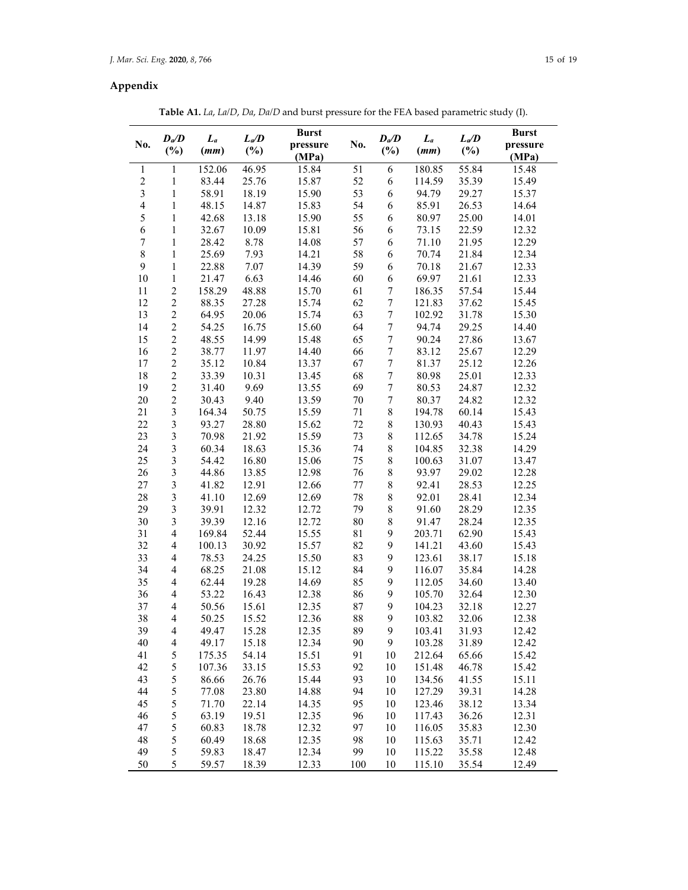## Appendix

**Table A1.** *La*, *La*/*D*, *Da*, *Da*/*D* and burst pressure for the FEA based parametric study (I).

| No. | $D_a/D$ (%) | $L_a$ (*mm*) | $L_a/D$ (%) | Burst pressure (MPa) | No. | $D_a/D$ (%) | $L_a$ (*mm*) | $L_a/D$ (%) | Burst pressure (MPa) |
|---|---|---|---|---|---|---|---|---|---|
| 1 | 1 | 152.06 | 46.95 | 15.84 | 51 | 6 | 180.85 | 55.84 | 15.48 |
| 2 | 1 | 83.44 | 25.76 | 15.87 | 52 | 6 | 114.59 | 35.39 | 15.49 |
| 3 | 1 | 58.91 | 18.19 | 15.90 | 53 | 6 | 94.79 | 29.27 | 15.37 |
| 4 | 1 | 48.15 | 14.87 | 15.83 | 54 | 6 | 85.91 | 26.53 | 14.64 |
| 5 | 1 | 42.68 | 13.18 | 15.90 | 55 | 6 | 80.97 | 25.00 | 14.01 |
| 6 | 1 | 32.67 | 10.09 | 15.81 | 56 | 6 | 73.15 | 22.59 | 12.32 |
| 7 | 1 | 28.42 | 8.78 | 14.08 | 57 | 6 | 71.10 | 21.95 | 12.29 |
| 8 | 1 | 25.69 | 7.93 | 14.21 | 58 | 6 | 70.74 | 21.84 | 12.34 |
| 9 | 1 | 22.88 | 7.07 | 14.39 | 59 | 6 | 70.18 | 21.67 | 12.33 |
| 10 | 1 | 21.47 | 6.63 | 14.46 | 60 | 6 | 69.97 | 21.61 | 12.33 |
| 11 | 2 | 158.29 | 48.88 | 15.70 | 61 | 7 | 186.35 | 57.54 | 15.44 |
| 12 | 2 | 88.35 | 27.28 | 15.74 | 62 | 7 | 121.83 | 37.62 | 15.45 |
| 13 | 2 | 64.95 | 20.06 | 15.74 | 63 | 7 | 102.92 | 31.78 | 15.30 |
| 14 | 2 | 54.25 | 16.75 | 15.60 | 64 | 7 | 94.74 | 29.25 | 14.40 |
| 15 | 2 | 48.55 | 14.99 | 15.48 | 65 | 7 | 90.24 | 27.86 | 13.67 |
| 16 | 2 | 38.77 | 11.97 | 14.40 | 66 | 7 | 83.12 | 25.67 | 12.29 |
| 17 | 2 | 35.12 | 10.84 | 13.37 | 67 | 7 | 81.37 | 25.12 | 12.26 |
| 18 | 2 | 33.39 | 10.31 | 13.45 | 68 | 7 | 80.98 | 25.01 | 12.33 |
| 19 | 2 | 31.40 | 9.69 | 13.55 | 69 | 7 | 80.53 | 24.87 | 12.32 |
| 20 | 2 | 30.43 | 9.40 | 13.59 | 70 | 7 | 80.37 | 24.82 | 12.32 |
| 21 | 3 | 164.34 | 50.75 | 15.59 | 71 | 8 | 194.78 | 60.14 | 15.43 |
| 22 | 3 | 93.27 | 28.80 | 15.62 | 72 | 8 | 130.93 | 40.43 | 15.43 |
| 23 | 3 | 70.98 | 21.92 | 15.59 | 73 | 8 | 112.65 | 34.78 | 15.24 |
| 24 | 3 | 60.34 | 18.63 | 15.36 | 74 | 8 | 104.85 | 32.38 | 14.29 |
| 25 | 3 | 54.42 | 16.80 | 15.06 | 75 | 8 | 100.63 | 31.07 | 13.47 |
| 26 | 3 | 44.86 | 13.85 | 12.98 | 76 | 8 | 93.97 | 29.02 | 12.28 |
| 27 | 3 | 41.82 | 12.91 | 12.66 | 77 | 8 | 92.41 | 28.53 | 12.25 |
| 28 | 3 | 41.10 | 12.69 | 12.69 | 78 | 8 | 92.01 | 28.41 | 12.34 |
| 29 | 3 | 39.91 | 12.32 | 12.72 | 79 | 8 | 91.60 | 28.29 | 12.35 |
| 30 | 3 | 39.39 | 12.16 | 12.72 | 80 | 8 | 91.47 | 28.24 | 12.35 |
| 31 | 4 | 169.84 | 52.44 | 15.55 | 81 | 9 | 203.71 | 62.90 | 15.43 |
| 32 | 4 | 100.13 | 30.92 | 15.57 | 82 | 9 | 141.21 | 43.60 | 15.43 |
| 33 | 4 | 78.53 | 24.25 | 15.50 | 83 | 9 | 123.61 | 38.17 | 15.18 |
| 34 | 4 | 68.25 | 21.08 | 15.12 | 84 | 9 | 116.07 | 35.84 | 14.28 |
| 35 | 4 | 62.44 | 19.28 | 14.69 | 85 | 9 | 112.05 | 34.60 | 13.40 |
| 36 | 4 | 53.22 | 16.43 | 12.38 | 86 | 9 | 105.70 | 32.64 | 12.30 |
| 37 | 4 | 50.56 | 15.61 | 12.35 | 87 | 9 | 104.23 | 32.18 | 12.27 |
| 38 | 4 | 50.25 | 15.52 | 12.36 | 88 | 9 | 103.82 | 32.06 | 12.38 |
| 39 | 4 | 49.47 | 15.28 | 12.35 | 89 | 9 | 103.41 | 31.93 | 12.42 |
| 40 | 4 | 49.17 | 15.18 | 12.34 | 90 | 9 | 103.28 | 31.89 | 12.42 |
| 41 | 5 | 175.35 | 54.14 | 15.51 | 91 | 10 | 212.64 | 65.66 | 15.42 |
| 42 | 5 | 107.36 | 33.15 | 15.53 | 92 | 10 | 151.48 | 46.78 | 15.42 |
| 43 | 5 | 86.66 | 26.76 | 15.44 | 93 | 10 | 134.56 | 41.55 | 15.11 |
| 44 | 5 | 77.08 | 23.80 | 14.88 | 94 | 10 | 127.29 | 39.31 | 14.28 |
| 45 | 5 | 71.70 | 22.14 | 14.35 | 95 | 10 | 123.46 | 38.12 | 13.34 |
| 46 | 5 | 63.19 | 19.51 | 12.35 | 96 | 10 | 117.43 | 36.26 | 12.31 |
| 47 | 5 | 60.83 | 18.78 | 12.32 | 97 | 10 | 116.05 | 35.83 | 12.30 |
| 48 | 5 | 60.49 | 18.68 | 12.35 | 98 | 10 | 115.63 | 35.71 | 12.42 |
| 49 | 5 | 59.83 | 18.47 | 12.34 | 99 | 10 | 115.22 | 35.58 | 12.48 |
| 50 | 5 | 59.57 | 18.39 | 12.33 | 100 | 10 | 115.10 | 35.54 | 12.49 |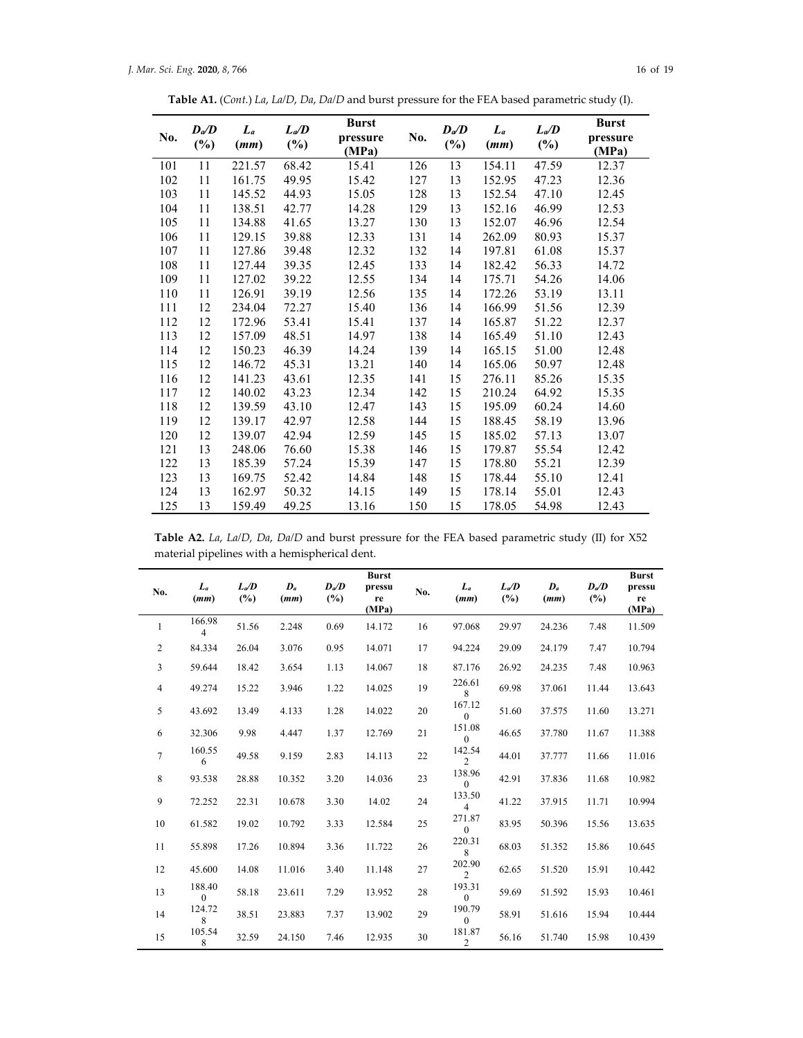**Table A1.** (*Cont.*) *La*, *La*/*D*, *Da*, *Da*/*D* and burst pressure for the FEA based parametric study (I).

| No. | $D_a/D$ (%) | $L_a$ (*mm*) | $L_a/D$ (%) | Burst pressure (MPa) | No. | $D_a/D$ (%) | $L_a$ (*mm*) | $L_a/D$ (%) | Burst pressure (MPa) |
|---|---|---|---|---|---|---|---|---|---|
| 101 | 11 | 221.57 | 68.42 | 15.41 | 126 | 13 | 154.11 | 47.59 | 12.37 |
| 102 | 11 | 161.75 | 49.95 | 15.42 | 127 | 13 | 152.95 | 47.23 | 12.36 |
| 103 | 11 | 145.52 | 44.93 | 15.05 | 128 | 13 | 152.54 | 47.10 | 12.45 |
| 104 | 11 | 138.51 | 42.77 | 14.28 | 129 | 13 | 152.16 | 46.99 | 12.53 |
| 105 | 11 | 134.88 | 41.65 | 13.27 | 130 | 13 | 152.07 | 46.96 | 12.54 |
| 106 | 11 | 129.15 | 39.88 | 12.33 | 131 | 14 | 262.09 | 80.93 | 15.37 |
| 107 | 11 | 127.86 | 39.48 | 12.32 | 132 | 14 | 197.81 | 61.08 | 15.37 |
| 108 | 11 | 127.44 | 39.35 | 12.45 | 133 | 14 | 182.42 | 56.33 | 14.72 |
| 109 | 11 | 127.02 | 39.22 | 12.55 | 134 | 14 | 175.71 | 54.26 | 14.06 |
| 110 | 11 | 126.91 | 39.19 | 12.56 | 135 | 14 | 172.26 | 53.19 | 13.11 |
| 111 | 12 | 234.04 | 72.27 | 15.40 | 136 | 14 | 166.99 | 51.56 | 12.39 |
| 112 | 12 | 172.96 | 53.41 | 15.41 | 137 | 14 | 165.87 | 51.22 | 12.37 |
| 113 | 12 | 157.09 | 48.51 | 14.97 | 138 | 14 | 165.49 | 51.10 | 12.43 |
| 114 | 12 | 150.23 | 46.39 | 14.24 | 139 | 14 | 165.15 | 51.00 | 12.48 |
| 115 | 12 | 146.72 | 45.31 | 13.21 | 140 | 14 | 165.06 | 50.97 | 12.48 |
| 116 | 12 | 141.23 | 43.61 | 12.35 | 141 | 15 | 276.11 | 85.26 | 15.35 |
| 117 | 12 | 140.02 | 43.23 | 12.34 | 142 | 15 | 210.24 | 64.92 | 15.35 |
| 118 | 12 | 139.59 | 43.10 | 12.47 | 143 | 15 | 195.09 | 60.24 | 14.60 |
| 119 | 12 | 139.17 | 42.97 | 12.58 | 144 | 15 | 188.45 | 58.19 | 13.96 |
| 120 | 12 | 139.07 | 42.94 | 12.59 | 145 | 15 | 185.02 | 57.13 | 13.07 |
| 121 | 13 | 248.06 | 76.60 | 15.38 | 146 | 15 | 179.87 | 55.54 | 12.42 |
| 122 | 13 | 185.39 | 57.24 | 15.39 | 147 | 15 | 178.80 | 55.21 | 12.39 |
| 123 | 13 | 169.75 | 52.42 | 14.84 | 148 | 15 | 178.44 | 55.10 | 12.41 |
| 124 | 13 | 162.97 | 50.32 | 14.15 | 149 | 15 | 178.14 | 55.01 | 12.43 |
| 125 | 13 | 159.49 | 49.25 | 13.16 | 150 | 15 | 178.05 | 54.98 | 12.43 |

**Table A2.** *La*, *La*/*D*, *Da*, *Da*/*D* and burst pressure for the FEA based parametric study (II) for X52 material pipelines with a hemispherical dent.

| No. | $L_a$ (*mm*) | $L_a/D$ (%) | $D_a$ (*mm*) | $D_a/D$ (%) | Burst pressure (MPa) | No. | $L_a$ (*mm*) | $L_a/D$ (%) | $D_a$ (*mm*) | $D_a/D$ (%) | Burst pressure (MPa) |
|---|---|---|---|---|---|---|---|---|---|---|---|
| 1 | 166.984 | 51.56 | 2.248 | 0.69 | 14.172 | 16 | 97.068 | 29.97 | 24.236 | 7.48 | 11.509 |
| 2 | 84.334 | 26.04 | 3.076 | 0.95 | 14.071 | 17 | 94.224 | 29.09 | 24.179 | 7.47 | 10.794 |
| 3 | 59.644 | 18.42 | 3.654 | 1.13 | 14.067 | 18 | 87.176 | 26.92 | 24.235 | 7.48 | 10.963 |
| 4 | 49.274 | 15.22 | 3.946 | 1.22 | 14.025 | 19 | 226.618 | 69.98 | 37.061 | 11.44 | 13.643 |
| 5 | 43.692 | 13.49 | 4.133 | 1.28 | 14.022 | 20 | 167.120 | 51.60 | 37.575 | 11.60 | 13.271 |
| 6 | 32.306 | 9.98 | 4.447 | 1.37 | 12.769 | 21 | 151.080 | 46.65 | 37.780 | 11.67 | 11.388 |
| 7 | 160.556 | 49.58 | 9.159 | 2.83 | 14.113 | 22 | 142.542 | 44.01 | 37.777 | 11.66 | 11.016 |
| 8 | 93.538 | 28.88 | 10.352 | 3.20 | 14.036 | 23 | 138.960 | 42.91 | 37.836 | 11.68 | 10.982 |
| 9 | 72.252 | 22.31 | 10.678 | 3.30 | 14.02 | 24 | 133.504 | 41.22 | 37.915 | 11.71 | 10.994 |
| 10 | 61.582 | 19.02 | 10.792 | 3.33 | 12.584 | 25 | 271.870 | 83.95 | 50.396 | 15.56 | 13.635 |
| 11 | 55.898 | 17.26 | 10.894 | 3.36 | 11.722 | 26 | 220.318 | 68.03 | 51.352 | 15.86 | 10.645 |
| 12 | 45.600 | 14.08 | 11.016 | 3.40 | 11.148 | 27 | 202.902 | 62.65 | 51.520 | 15.91 | 10.442 |
| 13 | 188.400 | 58.18 | 23.611 | 7.29 | 13.952 | 28 | 193.310 | 59.69 | 51.592 | 15.93 | 10.461 |
| 14 | 124.728 | 38.51 | 23.883 | 7.37 | 13.902 | 29 | 190.790 | 58.91 | 51.616 | 15.94 | 10.444 |
| 15 | 105.548 | 32.59 | 24.150 | 7.46 | 12.935 | 30 | 181.872 | 56.16 | 51.740 | 15.98 | 10.439 |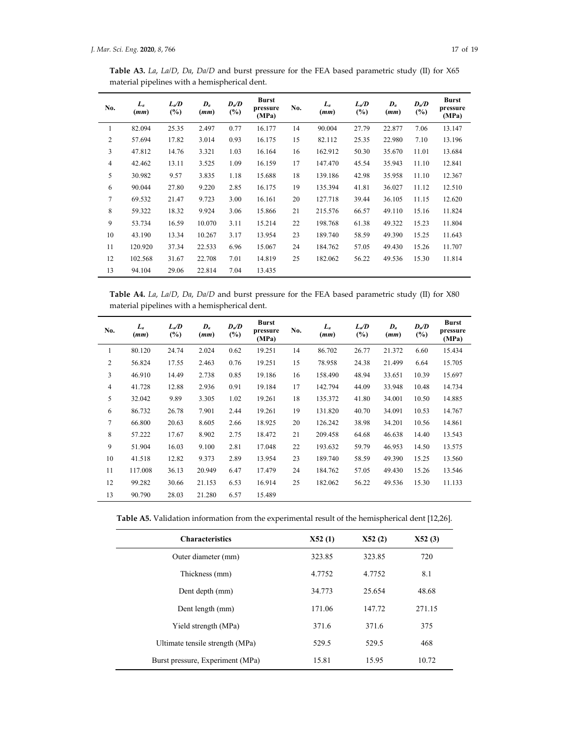**Table A3.** *La*, *La*/*D*, *Da*, *Da*/*D* and burst pressure for the FEA based parametric study (II) for X65 material pipelines with a hemispherical dent.

| No. | $L_a$ (*mm*) | $L_a/D$ (%) | $D_a$ (*mm*) | $D_a/D$ (%) | Burst pressure (MPa) | No. | $L_a$ (*mm*) | $L_a/D$ (%) | $D_a$ (*mm*) | $D_a/D$ (%) | Burst pressure (MPa) |
|---|---|---|---|---|---|---|---|---|---|---|---|
| 1 | 82.094 | 25.35 | 2.497 | 0.77 | 16.177 | 14 | 90.004 | 27.79 | 22.877 | 7.06 | 13.147 |
| 2 | 57.694 | 17.82 | 3.014 | 0.93 | 16.175 | 15 | 82.112 | 25.35 | 22.980 | 7.10 | 13.196 |
| 3 | 47.812 | 14.76 | 3.321 | 1.03 | 16.164 | 16 | 162.912 | 50.30 | 35.670 | 11.01 | 13.684 |
| 4 | 42.462 | 13.11 | 3.525 | 1.09 | 16.159 | 17 | 147.470 | 45.54 | 35.943 | 11.10 | 12.841 |
| 5 | 30.982 | 9.57 | 3.835 | 1.18 | 15.688 | 18 | 139.186 | 42.98 | 35.958 | 11.10 | 12.367 |
| 6 | 90.044 | 27.80 | 9.220 | 2.85 | 16.175 | 19 | 135.394 | 41.81 | 36.027 | 11.12 | 12.510 |
| 7 | 69.532 | 21.47 | 9.723 | 3.00 | 16.161 | 20 | 127.718 | 39.44 | 36.105 | 11.15 | 12.620 |
| 8 | 59.322 | 18.32 | 9.924 | 3.06 | 15.866 | 21 | 215.576 | 66.57 | 49.110 | 15.16 | 11.824 |
| 9 | 53.734 | 16.59 | 10.070 | 3.11 | 15.214 | 22 | 198.768 | 61.38 | 49.322 | 15.23 | 11.804 |
| 10 | 43.190 | 13.34 | 10.267 | 3.17 | 13.954 | 23 | 189.740 | 58.59 | 49.390 | 15.25 | 11.643 |
| 11 | 120.920 | 37.34 | 22.533 | 6.96 | 15.067 | 24 | 184.762 | 57.05 | 49.430 | 15.26 | 11.707 |
| 12 | 102.568 | 31.67 | 22.708 | 7.01 | 14.819 | 25 | 182.062 | 56.22 | 49.536 | 15.30 | 11.814 |
| 13 | 94.104 | 29.06 | 22.814 | 7.04 | 13.435 | | | | | | |

**Table A4.** *La*, *La*/*D*, *Da*, *Da*/*D* and burst pressure for the FEA based parametric study (II) for X80 material pipelines with a hemispherical dent.

| No. | $L_a$ (*mm*) | $L_a/D$ (%) | $D_a$ (*mm*) | $D_a/D$ (%) | Burst pressure (MPa) | No. | $L_a$ (*mm*) | $L_a/D$ (%) | $D_a$ (*mm*) | $D_a/D$ (%) | Burst pressure (MPa) |
|---|---|---|---|---|---|---|---|---|---|---|---|
| 1 | 80.120 | 24.74 | 2.024 | 0.62 | 19.251 | 14 | 86.702 | 26.77 | 21.372 | 6.60 | 15.434 |
| 2 | 56.824 | 17.55 | 2.463 | 0.76 | 19.251 | 15 | 78.958 | 24.38 | 21.499 | 6.64 | 15.705 |
| 3 | 46.910 | 14.49 | 2.738 | 0.85 | 19.186 | 16 | 158.490 | 48.94 | 33.651 | 10.39 | 15.697 |
| 4 | 41.728 | 12.88 | 2.936 | 0.91 | 19.184 | 17 | 142.794 | 44.09 | 33.948 | 10.48 | 14.734 |
| 5 | 32.042 | 9.89 | 3.305 | 1.02 | 19.261 | 18 | 135.372 | 41.80 | 34.001 | 10.50 | 14.885 |
| 6 | 86.732 | 26.78 | 7.901 | 2.44 | 19.261 | 19 | 131.820 | 40.70 | 34.091 | 10.53 | 14.767 |
| 7 | 66.800 | 20.63 | 8.605 | 2.66 | 18.925 | 20 | 126.242 | 38.98 | 34.201 | 10.56 | 14.861 |
| 8 | 57.222 | 17.67 | 8.902 | 2.75 | 18.472 | 21 | 209.458 | 64.68 | 46.638 | 14.40 | 13.543 |
| 9 | 51.904 | 16.03 | 9.100 | 2.81 | 17.048 | 22 | 193.632 | 59.79 | 46.953 | 14.50 | 13.575 |
| 10 | 41.518 | 12.82 | 9.373 | 2.89 | 13.954 | 23 | 189.740 | 58.59 | 49.390 | 15.25 | 13.560 |
| 11 | 117.008 | 36.13 | 20.949 | 6.47 | 17.479 | 24 | 184.762 | 57.05 | 49.430 | 15.26 | 13.546 |
| 12 | 99.282 | 30.66 | 21.153 | 6.53 | 16.914 | 25 | 182.062 | 56.22 | 49.536 | 15.30 | 11.133 |
| 13 | 90.790 | 28.03 | 21.280 | 6.57 | 15.489 | | | | | | |

**Table A5.** Validation information from the experimental result of the hemispherical dent [12,26].

| Characteristics | X52 (1) | X52 (2) | X52 (3) |
|---|---|---|---|
| Outer diameter (mm) | 323.85 | 323.85 | 720 |
| Thickness (mm) | 4.7752 | 4.7752 | 8.1 |
| Dent depth (mm) | 34.773 | 25.654 | 48.68 |
| Dent length (mm) | 171.06 | 147.72 | 271.15 |
| Yield strength (MPa) | 371.6 | 371.6 | 375 |
| Ultimate tensile strength (MPa) | 529.5 | 529.5 | 468 |
| Burst pressure, Experiment (MPa) | 15.81 | 15.95 | 10.72 |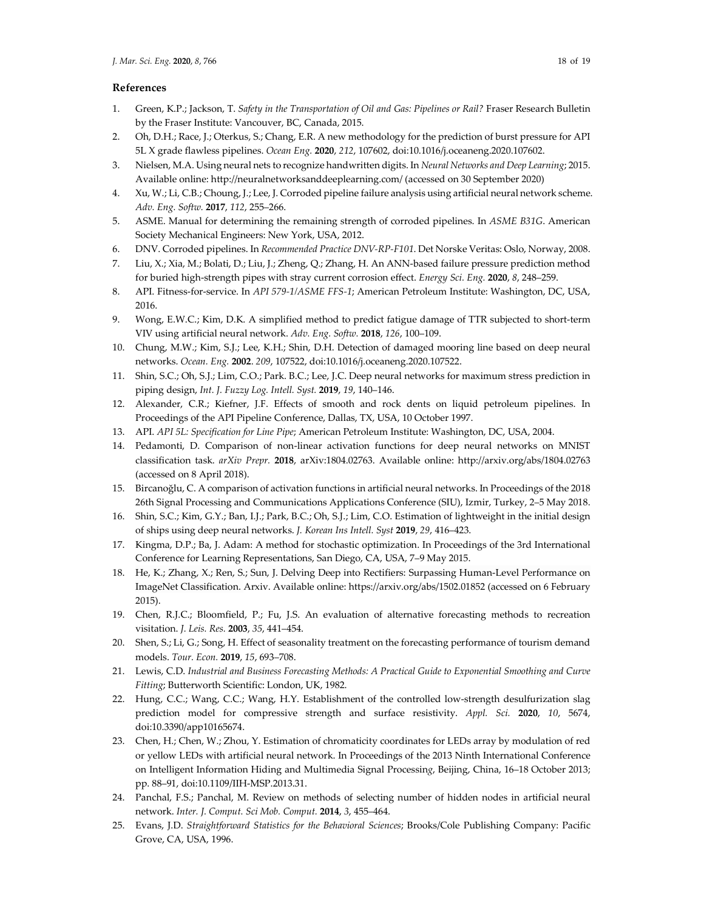## References

1. Green, K.P.; Jackson, T. *Safety in the Transportation of Oil and Gas: Pipelines or Rail?* Fraser Research Bulletin by the Fraser Institute: Vancouver, BC, Canada, 2015.
2. Oh, D.H.; Race, J.; Oterkus, S.; Chang, E.R. A new methodology for the prediction of burst pressure for API 5L X grade flawless pipelines. *Ocean Eng.* **2020**, *212*, 107602, doi:10.1016/j.oceaneng.2020.107602.
3. Nielsen, M.A. Using neural nets to recognize handwritten digits. In *Neural Networks and Deep Learning*; 2015. Available online: http://neuralnetworksanddeeplearning.com/ (accessed on 30 September 2020)
4. Xu, W.; Li, C.B.; Choung, J.; Lee, J. Corroded pipeline failure analysis using artificial neural network scheme. *Adv. Eng. Softw.* **2017**, *112*, 255–266.
5. ASME. Manual for determining the remaining strength of corroded pipelines. In *ASME B31G*. American Society Mechanical Engineers: New York, USA, 2012.
6. DNV. Corroded pipelines. In *Recommended Practice DNV-RP-F101*. Det Norske Veritas: Oslo, Norway, 2008.
7. Liu, X.; Xia, M.; Bolati, D.; Liu, J.; Zheng, Q.; Zhang, H. An ANN-based failure pressure prediction method for buried high-strength pipes with stray current corrosion effect. *Energy Sci. Eng.* **2020**, *8*, 248–259.
8. API. Fitness-for-service. In *API 579-1/ASME FFS-1*; American Petroleum Institute: Washington, DC, USA, 2016.
9. Wong, E.W.C.; Kim, D.K. A simplified method to predict fatigue damage of TTR subjected to short-term VIV using artificial neural network. *Adv. Eng. Softw.* **2018**, *126*, 100–109.
10. Chung, M.W.; Kim, S.J.; Lee, K.H.; Shin, D.H. Detection of damaged mooring line based on deep neural networks. *Ocean. Eng.* **2002**. *209*, 107522, doi:10.1016/j.oceaneng.2020.107522.
11. Shin, S.C.; Oh, S.J.; Lim, C.O.; Park. B.C.; Lee, J.C. Deep neural networks for maximum stress prediction in piping design, *Int. J. Fuzzy Log. Intell. Syst.* **2019**, *19*, 140–146.
12. Alexander, C.R.; Kiefner, J.F. Effects of smooth and rock dents on liquid petroleum pipelines. In Proceedings of the API Pipeline Conference, Dallas, TX, USA, 10 October 1997.
13. API. *API 5L: Specification for Line Pipe*; American Petroleum Institute: Washington, DC, USA, 2004.
14. Pedamonti, D. Comparison of non-linear activation functions for deep neural networks on MNIST classification task. *arXiv Prepr.* **2018**, arXiv:1804.02763. Available online: http://arxiv.org/abs/1804.02763 (accessed on 8 April 2018).
15. Bircanoğlu, C. A comparison of activation functions in artificial neural networks. In Proceedings of the 2018 26th Signal Processing and Communications Applications Conference (SIU), Izmir, Turkey, 2–5 May 2018.
16. Shin, S.C.; Kim, G.Y.; Ban, I.J.; Park, B.C.; Oh, S.J.; Lim, C.O. Estimation of lightweight in the initial design of ships using deep neural networks. *J. Korean Ins Intell. Syst* **2019**, *29*, 416–423.
17. Kingma, D.P.; Ba, J. Adam: A method for stochastic optimization. In Proceedings of the 3rd International Conference for Learning Representations, San Diego, CA, USA, 7–9 May 2015.
18. He, K.; Zhang, X.; Ren, S.; Sun, J. Delving Deep into Rectifiers: Surpassing Human-Level Performance on ImageNet Classification. Arxiv. Available online: https://arxiv.org/abs/1502.01852 (accessed on 6 February 2015).
19. Chen, R.J.C.; Bloomfield, P.; Fu, J.S. An evaluation of alternative forecasting methods to recreation visitation. *J. Leis. Res.* **2003**, *35*, 441–454.
20. Shen, S.; Li, G.; Song, H. Effect of seasonality treatment on the forecasting performance of tourism demand models. *Tour. Econ.* **2019**, *15*, 693–708.
21. Lewis, C.D. *Industrial and Business Forecasting Methods: A Practical Guide to Exponential Smoothing and Curve Fitting*; Butterworth Scientific: London, UK, 1982.
22. Hung, C.C.; Wang, C.C.; Wang, H.Y. Establishment of the controlled low-strength desulfurization slag prediction model for compressive strength and surface resistivity. *Appl. Sci.* **2020**, *10*, 5674, doi:10.3390/app10165674.
23. Chen, H.; Chen, W.; Zhou, Y. Estimation of chromaticity coordinates for LEDs array by modulation of red or yellow LEDs with artificial neural network. In Proceedings of the 2013 Ninth International Conference on Intelligent Information Hiding and Multimedia Signal Processing, Beijing, China, 16–18 October 2013; pp. 88–91, doi:10.1109/IIH-MSP.2013.31.
24. Panchal, F.S.; Panchal, M. Review on methods of selecting number of hidden nodes in artificial neural network. *Inter. J. Comput. Sci Mob. Comput.* **2014**, *3*, 455–464.
25. Evans, J.D. *Straightforward Statistics for the Behavioral Sciences*; Brooks/Cole Publishing Company: Pacific Grove, CA, USA, 1996.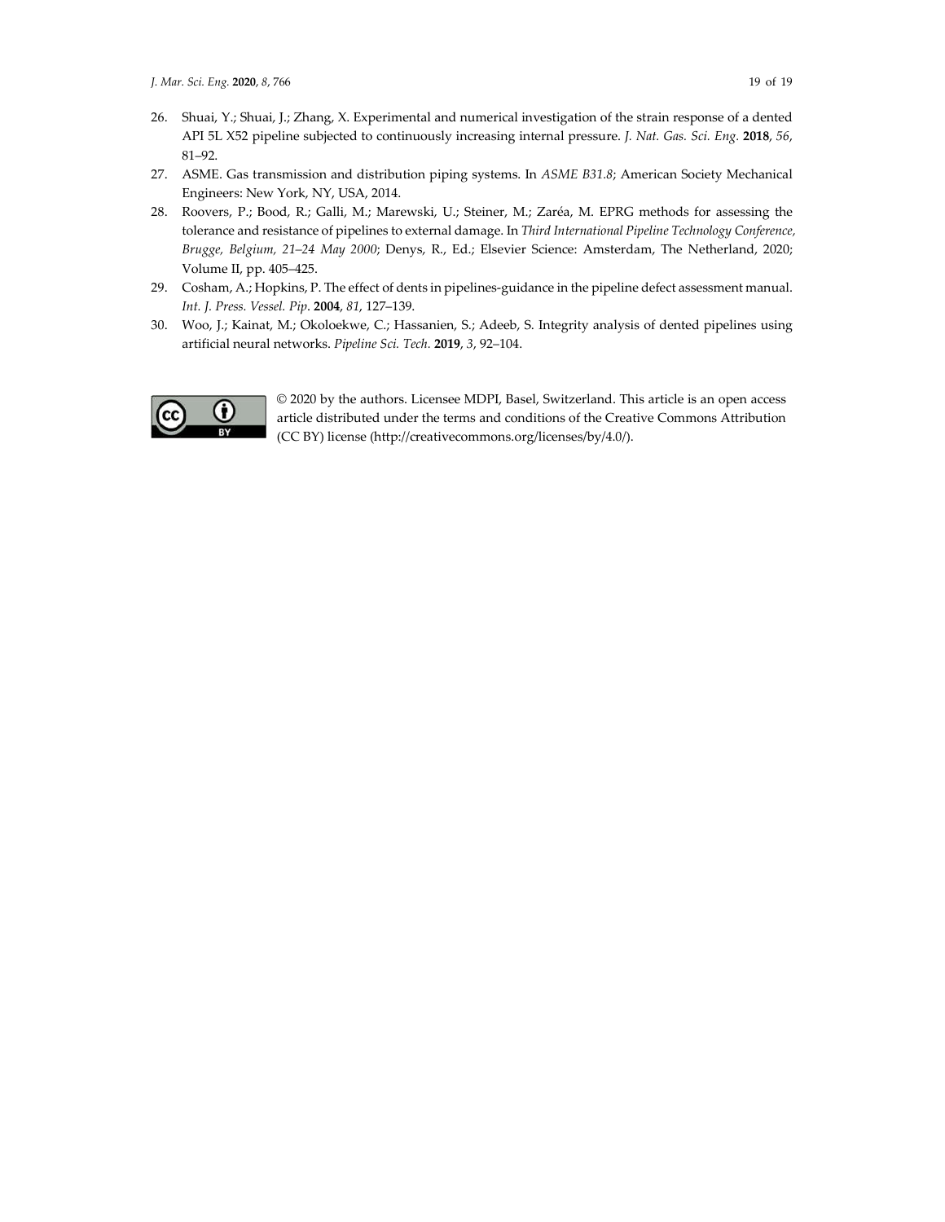26. Shuai, Y.; Shuai, J.; Zhang, X. Experimental and numerical investigation of the strain response of a dented API 5L X52 pipeline subjected to continuously increasing internal pressure. *J. Nat. Gas. Sci. Eng.* **2018**, *56*, 81–92.
27. ASME. Gas transmission and distribution piping systems. In *ASME B31.8*; American Society Mechanical Engineers: New York, NY, USA, 2014.
28. Roovers, P.; Bood, R.; Galli, M.; Marewski, U.; Steiner, M.; Zaréa, M. EPRG methods for assessing the tolerance and resistance of pipelines to external damage. In *Third International Pipeline Technology Conference, Brugge, Belgium, 21–24 May 2000*; Denys, R., Ed.; Elsevier Science: Amsterdam, The Netherland, 2020; Volume II, pp. 405–425.
29. Cosham, A.; Hopkins, P. The effect of dents in pipelines-guidance in the pipeline defect assessment manual. *Int. J. Press. Vessel. Pip.* **2004**, *81*, 127–139.
30. Woo, J.; Kainat, M.; Okoloekwe, C.; Hassanien, S.; Adeeb, S. Integrity analysis of dented pipelines using artificial neural networks. *Pipeline Sci. Tech.* **2019**, *3*, 92–104.

© 2020 by the authors. Licensee MDPI, Basel, Switzerland. This article is an open access article distributed under the terms and conditions of the Creative Commons Attribution (CC BY) license (http://creativecommons.org/licenses/by/4.0/).